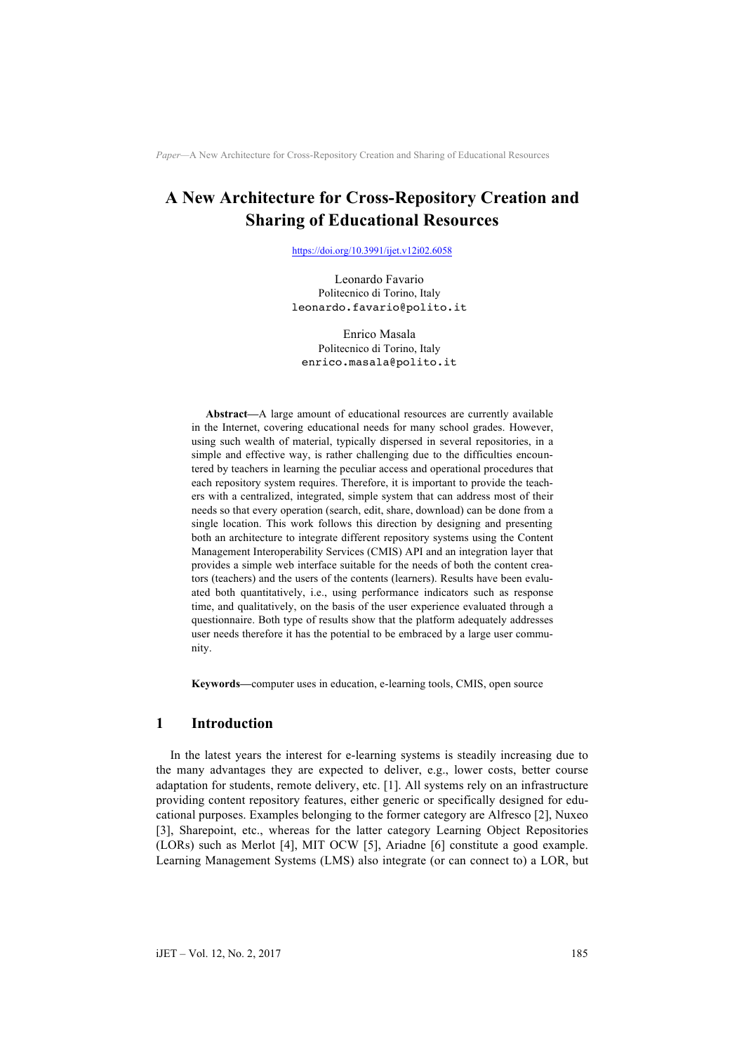# A New Architecture for Cross-Repository Creation and Sharing of Educational Resources

https://doi.org/10.3991/ijet.v12i02.6058

Leonardo Favario
Politecnico di Torino, Italy
leonardo.favario@polito.it

Enrico Masala
Politecnico di Torino, Italy
enrico.masala@polito.it

**Abstract—**A large amount of educational resources are currently available in the Internet, covering educational needs for many school grades. However, using such wealth of material, typically dispersed in several repositories, in a simple and effective way, is rather challenging due to the difficulties encountered by teachers in learning the peculiar access and operational procedures that each repository system requires. Therefore, it is important to provide the teachers with a centralized, integrated, simple system that can address most of their needs so that every operation (search, edit, share, download) can be done from a single location. This work follows this direction by designing and presenting both an architecture to integrate different repository systems using the Content Management Interoperability Services (CMIS) API and an integration layer that provides a simple web interface suitable for the needs of both the content creators (teachers) and the users of the contents (learners). Results have been evaluated both quantitatively, i.e., using performance indicators such as response time, and qualitatively, on the basis of the user experience evaluated through a questionnaire. Both type of results show that the platform adequately addresses user needs therefore it has the potential to be embraced by a large user community.

**Keywords—**computer uses in education, e-learning tools, CMIS, open source

## 1 Introduction

In the latest years the interest for e-learning systems is steadily increasing due to the many advantages they are expected to deliver, e.g., lower costs, better course adaptation for students, remote delivery, etc. [1]. All systems rely on an infrastructure providing content repository features, either generic or specifically designed for educational purposes. Examples belonging to the former category are Alfresco [2], Nuxeo [3], Sharepoint, etc., whereas for the latter category Learning Object Repositories (LORs) such as Merlot [4], MIT OCW [5], Ariadne [6] constitute a good example. Learning Management Systems (LMS) also integrate (or can connect to) a LOR, but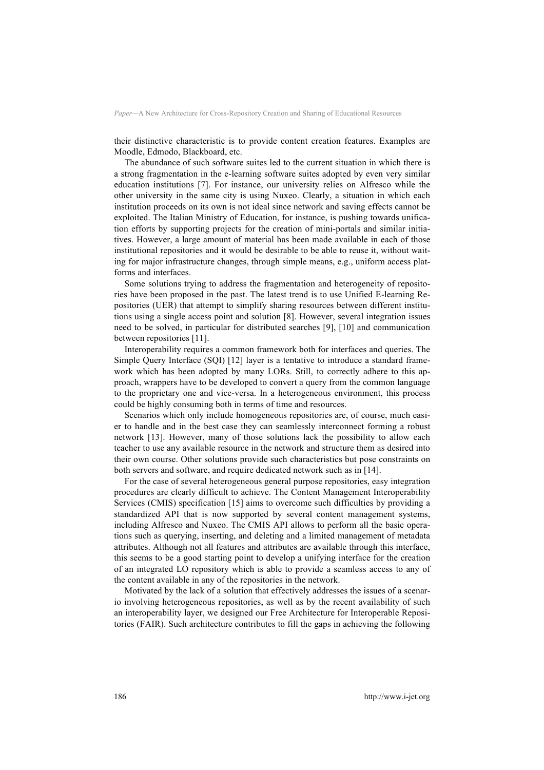their distinctive characteristic is to provide content creation features. Examples are Moodle, Edmodo, Blackboard, etc.

The abundance of such software suites led to the current situation in which there is a strong fragmentation in the e-learning software suites adopted by even very similar education institutions [7]. For instance, our university relies on Alfresco while the other university in the same city is using Nuxeo. Clearly, a situation in which each institution proceeds on its own is not ideal since network and saving effects cannot be exploited. The Italian Ministry of Education, for instance, is pushing towards unification efforts by supporting projects for the creation of mini-portals and similar initiatives. However, a large amount of material has been made available in each of those institutional repositories and it would be desirable to be able to reuse it, without waiting for major infrastructure changes, through simple means, e.g., uniform access platforms and interfaces.

Some solutions trying to address the fragmentation and heterogeneity of repositories have been proposed in the past. The latest trend is to use Unified E-learning Repositories (UER) that attempt to simplify sharing resources between different institutions using a single access point and solution [8]. However, several integration issues need to be solved, in particular for distributed searches [9], [10] and communication between repositories [11].

Interoperability requires a common framework both for interfaces and queries. The Simple Query Interface (SQI) [12] layer is a tentative to introduce a standard framework which has been adopted by many LORs. Still, to correctly adhere to this approach, wrappers have to be developed to convert a query from the common language to the proprietary one and vice-versa. In a heterogeneous environment, this process could be highly consuming both in terms of time and resources.

Scenarios which only include homogeneous repositories are, of course, much easier to handle and in the best case they can seamlessly interconnect forming a robust network [13]. However, many of those solutions lack the possibility to allow each teacher to use any available resource in the network and structure them as desired into their own course. Other solutions provide such characteristics but pose constraints on both servers and software, and require dedicated network such as in [14].

For the case of several heterogeneous general purpose repositories, easy integration procedures are clearly difficult to achieve. The Content Management Interoperability Services (CMIS) specification [15] aims to overcome such difficulties by providing a standardized API that is now supported by several content management systems, including Alfresco and Nuxeo. The CMIS API allows to perform all the basic operations such as querying, inserting, and deleting and a limited management of metadata attributes. Although not all features and attributes are available through this interface, this seems to be a good starting point to develop a unifying interface for the creation of an integrated LO repository which is able to provide a seamless access to any of the content available in any of the repositories in the network.

Motivated by the lack of a solution that effectively addresses the issues of a scenario involving heterogeneous repositories, as well as by the recent availability of such an interoperability layer, we designed our Free Architecture for Interoperable Repositories (FAIR). Such architecture contributes to fill the gaps in achieving the following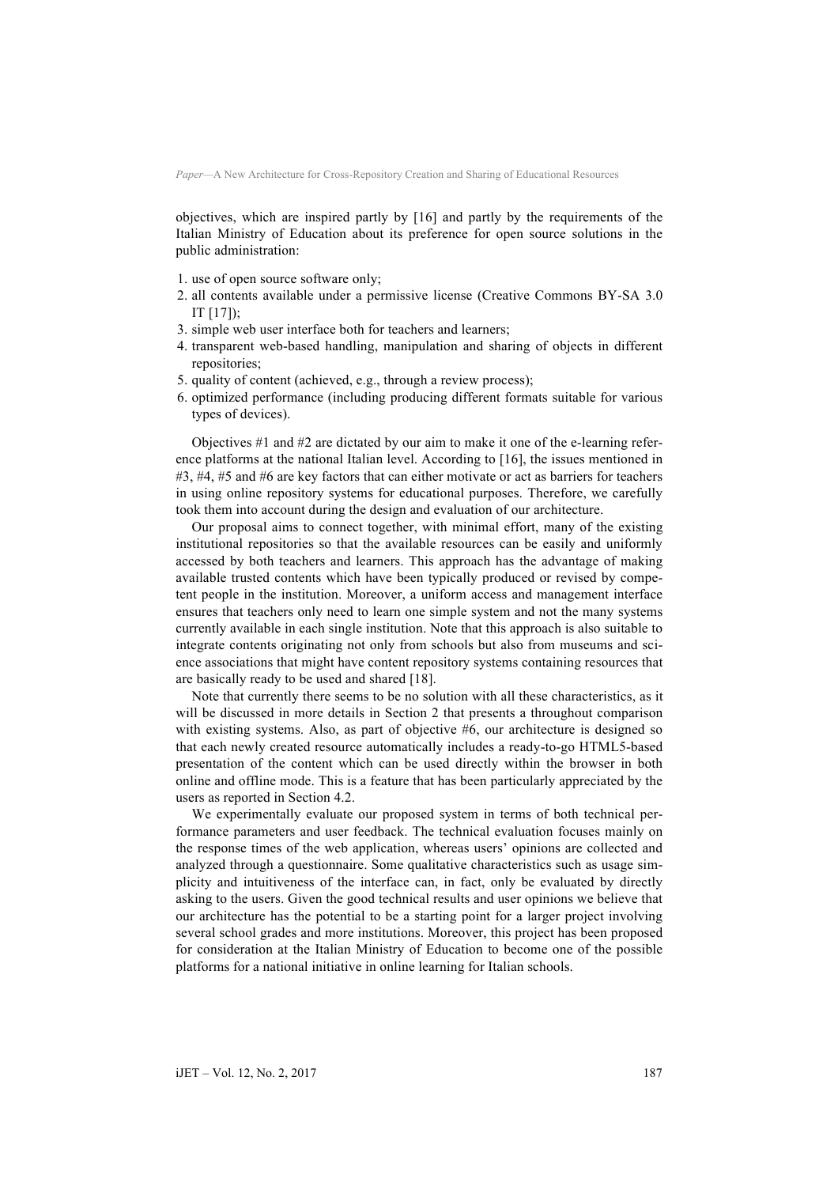objectives, which are inspired partly by [16] and partly by the requirements of the Italian Ministry of Education about its preference for open source solutions in the public administration:

1. use of open source software only;
2. all contents available under a permissive license (Creative Commons BY-SA 3.0 IT [17]);
3. simple web user interface both for teachers and learners;
4. transparent web-based handling, manipulation and sharing of objects in different repositories;
5. quality of content (achieved, e.g., through a review process);
6. optimized performance (including producing different formats suitable for various types of devices).

Objectives #1 and #2 are dictated by our aim to make it one of the e-learning reference platforms at the national Italian level. According to [16], the issues mentioned in #3, #4, #5 and #6 are key factors that can either motivate or act as barriers for teachers in using online repository systems for educational purposes. Therefore, we carefully took them into account during the design and evaluation of our architecture.

Our proposal aims to connect together, with minimal effort, many of the existing institutional repositories so that the available resources can be easily and uniformly accessed by both teachers and learners. This approach has the advantage of making available trusted contents which have been typically produced or revised by competent people in the institution. Moreover, a uniform access and management interface ensures that teachers only need to learn one simple system and not the many systems currently available in each single institution. Note that this approach is also suitable to integrate contents originating not only from schools but also from museums and science associations that might have content repository systems containing resources that are basically ready to be used and shared [18].

Note that currently there seems to be no solution with all these characteristics, as it will be discussed in more details in Section 2 that presents a throughout comparison with existing systems. Also, as part of objective #6, our architecture is designed so that each newly created resource automatically includes a ready-to-go HTML5-based presentation of the content which can be used directly within the browser in both online and offline mode. This is a feature that has been particularly appreciated by the users as reported in Section 4.2.

We experimentally evaluate our proposed system in terms of both technical performance parameters and user feedback. The technical evaluation focuses mainly on the response times of the web application, whereas users' opinions are collected and analyzed through a questionnaire. Some qualitative characteristics such as usage simplicity and intuitiveness of the interface can, in fact, only be evaluated by directly asking to the users. Given the good technical results and user opinions we believe that our architecture has the potential to be a starting point for a larger project involving several school grades and more institutions. Moreover, this project has been proposed for consideration at the Italian Ministry of Education to become one of the possible platforms for a national initiative in online learning for Italian schools.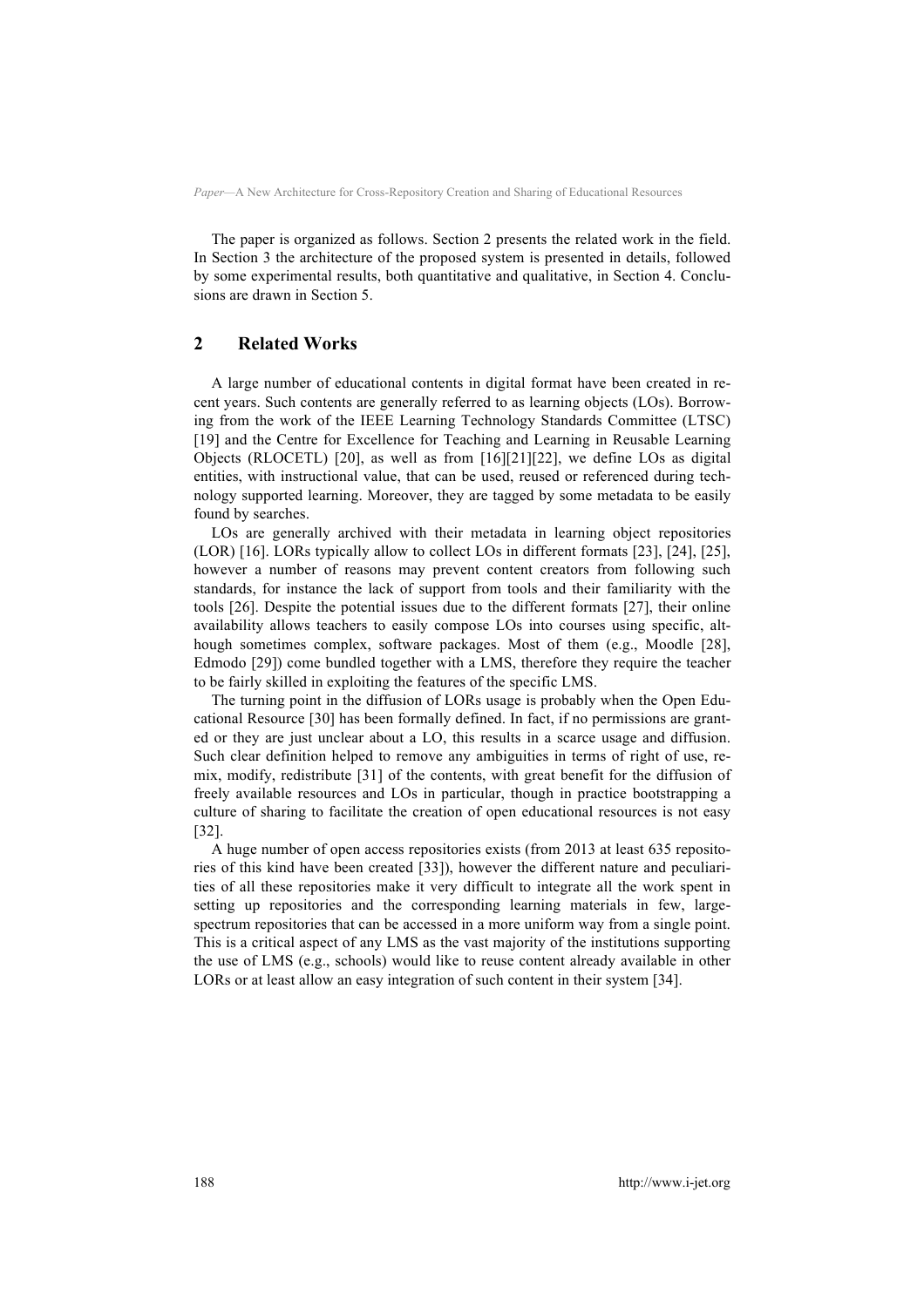The paper is organized as follows. Section 2 presents the related work in the field. In Section 3 the architecture of the proposed system is presented in details, followed by some experimental results, both quantitative and qualitative, in Section 4. Conclusions are drawn in Section 5.

## 2 Related Works

A large number of educational contents in digital format have been created in recent years. Such contents are generally referred to as learning objects (LOs). Borrowing from the work of the IEEE Learning Technology Standards Committee (LTSC) [19] and the Centre for Excellence for Teaching and Learning in Reusable Learning Objects (RLOCETL) [20], as well as from [16][21][22], we define LOs as digital entities, with instructional value, that can be used, reused or referenced during technology supported learning. Moreover, they are tagged by some metadata to be easily found by searches.

LOs are generally archived with their metadata in learning object repositories (LOR) [16]. LORs typically allow to collect LOs in different formats [23], [24], [25], however a number of reasons may prevent content creators from following such standards, for instance the lack of support from tools and their familiarity with the tools [26]. Despite the potential issues due to the different formats [27], their online availability allows teachers to easily compose LOs into courses using specific, although sometimes complex, software packages. Most of them (e.g., Moodle [28], Edmodo [29]) come bundled together with a LMS, therefore they require the teacher to be fairly skilled in exploiting the features of the specific LMS.

The turning point in the diffusion of LORs usage is probably when the Open Educational Resource [30] has been formally defined. In fact, if no permissions are granted or they are just unclear about a LO, this results in a scarce usage and diffusion. Such clear definition helped to remove any ambiguities in terms of right of use, remix, modify, redistribute [31] of the contents, with great benefit for the diffusion of freely available resources and LOs in particular, though in practice bootstrapping a culture of sharing to facilitate the creation of open educational resources is not easy [32].

A huge number of open access repositories exists (from 2013 at least 635 repositories of this kind have been created [33]), however the different nature and peculiarities of all these repositories make it very difficult to integrate all the work spent in setting up repositories and the corresponding learning materials in few, large-spectrum repositories that can be accessed in a more uniform way from a single point. This is a critical aspect of any LMS as the vast majority of the institutions supporting the use of LMS (e.g., schools) would like to reuse content already available in other LORs or at least allow an easy integration of such content in their system [34].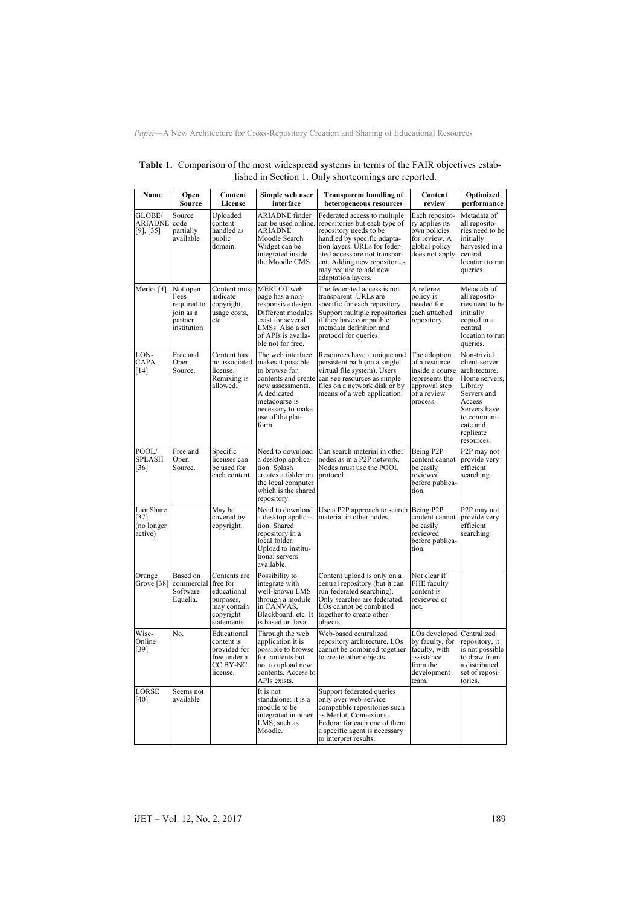**Table 1.** Comparison of the most widespread systems in terms of the FAIR objectives established in Section 1. Only shortcomings are reported.

| Name | Open Source | Content License | Simple web user interface | Transparent handling of heterogeneous resources | Content review | Optimized performance |
|---|---|---|---|---|---|---|
| GLOBE/ ARIADNE [9], [35] | Source code partially available | Uploaded content handled as public domain. | ARIADNE finder can be used online. ARIADNE Moodle Search Widget can be integrated inside the Moodle CMS. | Federated access to multiple repositories but each type of repository needs to be handled by specific adaptation layers. URLs for federated access are not transparent. Adding new repositories may require to add new adaptation layers. | Each repository applies its own policies for review. A global policy does not apply. | Metadata of all repositories need to be initially harvested in a central location to run queries. |
| Merlot [4] | Not open. Fees required to join as a partner institution | Content must indicate copyright, usage costs, etc. | MERLOT web page has a non-responsive design. Different modules exist for several LMSs. Also a set of APIs is available not for free. | The federated access is not transparent: URLs are specific for each repository. Support multiple repositories if they have compatible metadata definition and protocol for queries. | A referee policy is needed for each attached repository. | Metadata of all repositories need to be initially copied in a central location to run queries. |
| LON-CAPA [14] | Free and Open Source. | Content has no associated license. Remixing is allowed. | The web interface makes it possible to browse for contents and create new assessments. A dedicated metacourse is necessary to make use of the platform. | Resources have a unique and persistent path (on a single virtual file system). Users can see resources as simple files on a network disk or by means of a web application. | The adoption of a resource inside a course represents the approval step of a review process. | Non-trivial client-server architecture. Home servers, Library Servers and Access Servers have to communicate and replicate resources. |
| POOL/ SPLASH [36] | Free and Open Source. | Specific licenses can be used for each content | Need to download a desktop application. Splash creates a folder on the local computer which is the shared repository. | Can search material in other nodes as in a P2P network. Nodes must use the POOL protocol. | Being P2P content cannot be easily reviewed before publication. | P2P may not provide very efficient searching. |
| LionShare [37] (no longer active) | | May be covered by copyright. | Need to download a desktop application. Shared repository in a local folder. Upload to institutional servers available. | Use a P2P approach to search material in other nodes. | Being P2P content cannot be easily reviewed before publication. | P2P may not provide very efficient searching |
| Orange Grove [38] | Based on commercial Software Equella. | Contents are free for educational purposes, may contain copyright statements | Possibility to integrate with well-known LMS through a module in CANVAS, Blackboard, etc. It is based on Java. | Content upload is only on a central repository (but it can run federated searching). Only searches are federated. LOs cannot be combined together to create other objects. | Not clear if FHE faculty content is reviewed or not. | |
| Wisc-Online [39] | No. | Educational content is provided for free under a CC BY-NC license. | Through the web application it is possible to browse for contents but not to upload new contents. Access to APIs exists. | Web-based centralized repository architecture. LOs cannot be combined together to create other objects. | LOs developed by faculty, for faculty, with assistance from the development team. | Centralized repository, it is not possible to draw from a distributed set of repositories. |
| LORSE [40] | Seems not available | | It is not standalone: it is a module to be integrated in other LMS, such as Moodle. | Support federated queries only over web-service compatible repositories such as Merlot, Connexions, Fedora; for each one of them a specific agent is necessary to interpret results. | | |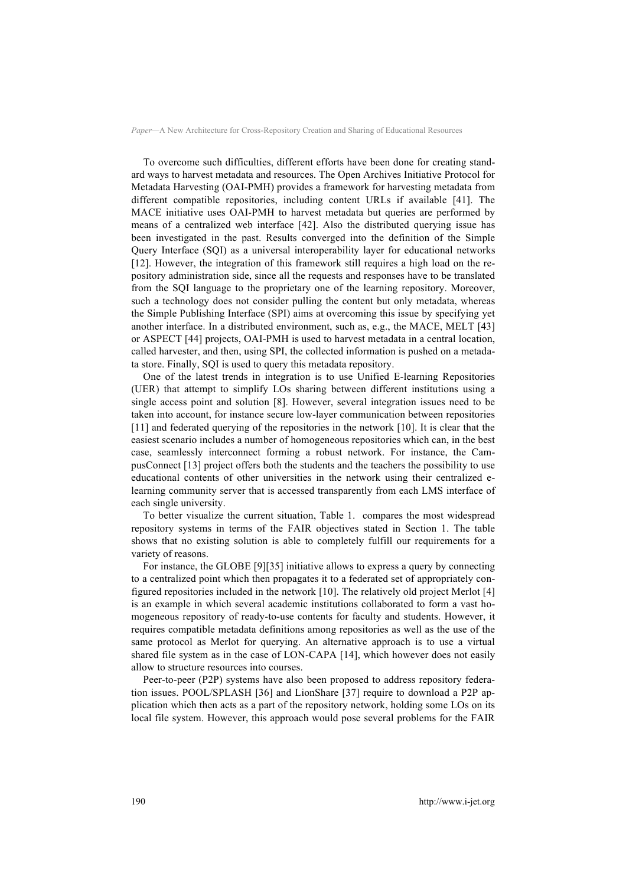To overcome such difficulties, different efforts have been done for creating standard ways to harvest metadata and resources. The Open Archives Initiative Protocol for Metadata Harvesting (OAI-PMH) provides a framework for harvesting metadata from different compatible repositories, including content URLs if available [41]. The MACE initiative uses OAI-PMH to harvest metadata but queries are performed by means of a centralized web interface [42]. Also the distributed querying issue has been investigated in the past. Results converged into the definition of the Simple Query Interface (SQI) as a universal interoperability layer for educational networks [12]. However, the integration of this framework still requires a high load on the repository administration side, since all the requests and responses have to be translated from the SQI language to the proprietary one of the learning repository. Moreover, such a technology does not consider pulling the content but only metadata, whereas the Simple Publishing Interface (SPI) aims at overcoming this issue by specifying yet another interface. In a distributed environment, such as, e.g., the MACE, MELT [43] or ASPECT [44] projects, OAI-PMH is used to harvest metadata in a central location, called harvester, and then, using SPI, the collected information is pushed on a metadata store. Finally, SQI is used to query this metadata repository.

One of the latest trends in integration is to use Unified E-learning Repositories (UER) that attempt to simplify LOs sharing between different institutions using a single access point and solution [8]. However, several integration issues need to be taken into account, for instance secure low-layer communication between repositories [11] and federated querying of the repositories in the network [10]. It is clear that the easiest scenario includes a number of homogeneous repositories which can, in the best case, seamlessly interconnect forming a robust network. For instance, the CampusConnect [13] project offers both the students and the teachers the possibility to use educational contents of other universities in the network using their centralized e-learning community server that is accessed transparently from each LMS interface of each single university.

To better visualize the current situation, Table 1. compares the most widespread repository systems in terms of the FAIR objectives stated in Section 1. The table shows that no existing solution is able to completely fulfill our requirements for a variety of reasons.

For instance, the GLOBE [9][35] initiative allows to express a query by connecting to a centralized point which then propagates it to a federated set of appropriately configured repositories included in the network [10]. The relatively old project Merlot [4] is an example in which several academic institutions collaborated to form a vast homogeneous repository of ready-to-use contents for faculty and students. However, it requires compatible metadata definitions among repositories as well as the use of the same protocol as Merlot for querying. An alternative approach is to use a virtual shared file system as in the case of LON-CAPA [14], which however does not easily allow to structure resources into courses.

Peer-to-peer (P2P) systems have also been proposed to address repository federation issues. POOL/SPLASH [36] and LionShare [37] require to download a P2P application which then acts as a part of the repository network, holding some LOs on its local file system. However, this approach would pose several problems for the FAIR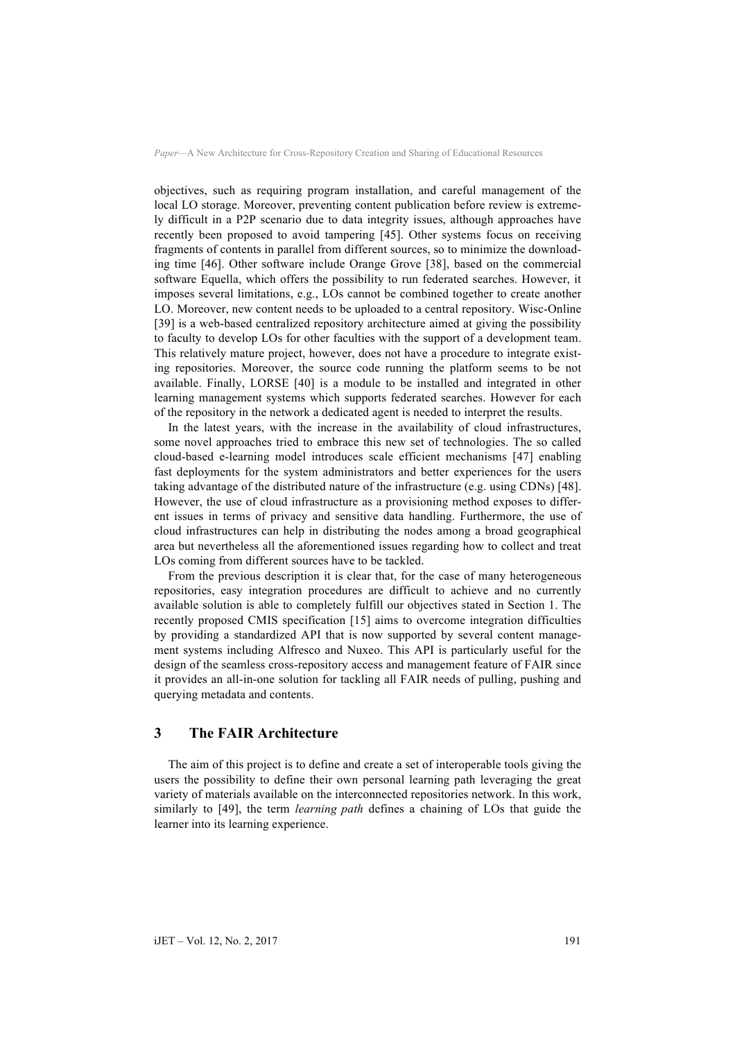objectives, such as requiring program installation, and careful management of the local LO storage. Moreover, preventing content publication before review is extremely difficult in a P2P scenario due to data integrity issues, although approaches have recently been proposed to avoid tampering [45]. Other systems focus on receiving fragments of contents in parallel from different sources, so to minimize the downloading time [46]. Other software include Orange Grove [38], based on the commercial software Equella, which offers the possibility to run federated searches. However, it imposes several limitations, e.g., LOs cannot be combined together to create another LO. Moreover, new content needs to be uploaded to a central repository. Wisc-Online [39] is a web-based centralized repository architecture aimed at giving the possibility to faculty to develop LOs for other faculties with the support of a development team. This relatively mature project, however, does not have a procedure to integrate existing repositories. Moreover, the source code running the platform seems to be not available. Finally, LORSE [40] is a module to be installed and integrated in other learning management systems which supports federated searches. However for each of the repository in the network a dedicated agent is needed to interpret the results.

In the latest years, with the increase in the availability of cloud infrastructures, some novel approaches tried to embrace this new set of technologies. The so called cloud-based e-learning model introduces scale efficient mechanisms [47] enabling fast deployments for the system administrators and better experiences for the users taking advantage of the distributed nature of the infrastructure (e.g. using CDNs) [48]. However, the use of cloud infrastructure as a provisioning method exposes to different issues in terms of privacy and sensitive data handling. Furthermore, the use of cloud infrastructures can help in distributing the nodes among a broad geographical area but nevertheless all the aforementioned issues regarding how to collect and treat LOs coming from different sources have to be tackled.

From the previous description it is clear that, for the case of many heterogeneous repositories, easy integration procedures are difficult to achieve and no currently available solution is able to completely fulfill our objectives stated in Section 1. The recently proposed CMIS specification [15] aims to overcome integration difficulties by providing a standardized API that is now supported by several content management systems including Alfresco and Nuxeo. This API is particularly useful for the design of the seamless cross-repository access and management feature of FAIR since it provides an all-in-one solution for tackling all FAIR needs of pulling, pushing and querying metadata and contents.

## 3 The FAIR Architecture

The aim of this project is to define and create a set of interoperable tools giving the users the possibility to define their own personal learning path leveraging the great variety of materials available on the interconnected repositories network. In this work, similarly to [49], the term *learning path* defines a chaining of LOs that guide the learner into its learning experience.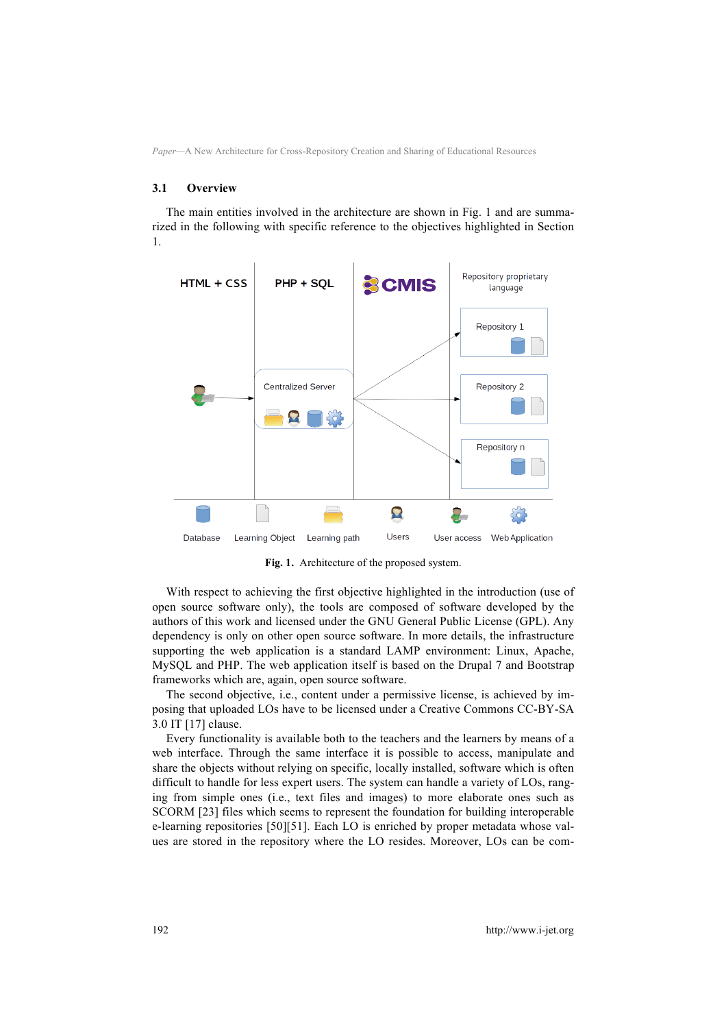### 3.1 Overview

The main entities involved in the architecture are shown in Fig. 1 and are summarized in the following with specific reference to the objectives highlighted in Section 1.

**Fig. 1.** Architecture of the proposed system.

With respect to achieving the first objective highlighted in the introduction (use of open source software only), the tools are composed of software developed by the authors of this work and licensed under the GNU General Public License (GPL). Any dependency is only on other open source software. In more details, the infrastructure supporting the web application is a standard LAMP environment: Linux, Apache, MySQL and PHP. The web application itself is based on the Drupal 7 and Bootstrap frameworks which are, again, open source software.

The second objective, i.e., content under a permissive license, is achieved by imposing that uploaded LOs have to be licensed under a Creative Commons CC-BY-SA 3.0 IT [17] clause.

Every functionality is available both to the teachers and the learners by means of a web interface. Through the same interface it is possible to access, manipulate and share the objects without relying on specific, locally installed, software which is often difficult to handle for less expert users. The system can handle a variety of LOs, ranging from simple ones (i.e., text files and images) to more elaborate ones such as SCORM [23] files which seems to represent the foundation for building interoperable e-learning repositories [50][51]. Each LO is enriched by proper metadata whose values are stored in the repository where the LO resides. Moreover, LOs can be com-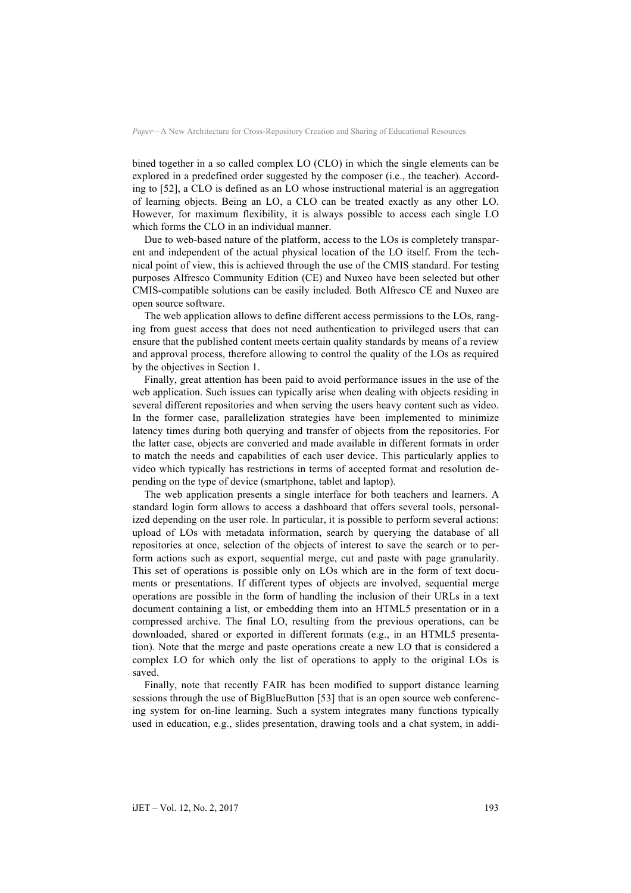bined together in a so called complex LO (CLO) in which the single elements can be explored in a predefined order suggested by the composer (i.e., the teacher). According to [52], a CLO is defined as an LO whose instructional material is an aggregation of learning objects. Being an LO, a CLO can be treated exactly as any other LO. However, for maximum flexibility, it is always possible to access each single LO which forms the CLO in an individual manner.

Due to web-based nature of the platform, access to the LOs is completely transparent and independent of the actual physical location of the LO itself. From the technical point of view, this is achieved through the use of the CMIS standard. For testing purposes Alfresco Community Edition (CE) and Nuxeo have been selected but other CMIS-compatible solutions can be easily included. Both Alfresco CE and Nuxeo are open source software.

The web application allows to define different access permissions to the LOs, ranging from guest access that does not need authentication to privileged users that can ensure that the published content meets certain quality standards by means of a review and approval process, therefore allowing to control the quality of the LOs as required by the objectives in Section 1.

Finally, great attention has been paid to avoid performance issues in the use of the web application. Such issues can typically arise when dealing with objects residing in several different repositories and when serving the users heavy content such as video. In the former case, parallelization strategies have been implemented to minimize latency times during both querying and transfer of objects from the repositories. For the latter case, objects are converted and made available in different formats in order to match the needs and capabilities of each user device. This particularly applies to video which typically has restrictions in terms of accepted format and resolution depending on the type of device (smartphone, tablet and laptop).

The web application presents a single interface for both teachers and learners. A standard login form allows to access a dashboard that offers several tools, personalized depending on the user role. In particular, it is possible to perform several actions: upload of LOs with metadata information, search by querying the database of all repositories at once, selection of the objects of interest to save the search or to perform actions such as export, sequential merge, cut and paste with page granularity. This set of operations is possible only on LOs which are in the form of text documents or presentations. If different types of objects are involved, sequential merge operations are possible in the form of handling the inclusion of their URLs in a text document containing a list, or embedding them into an HTML5 presentation or in a compressed archive. The final LO, resulting from the previous operations, can be downloaded, shared or exported in different formats (e.g., in an HTML5 presentation). Note that the merge and paste operations create a new LO that is considered a complex LO for which only the list of operations to apply to the original LOs is saved.

Finally, note that recently FAIR has been modified to support distance learning sessions through the use of BigBlueButton [53] that is an open source web conferencing system for on-line learning. Such a system integrates many functions typically used in education, e.g., slides presentation, drawing tools and a chat system, in addi-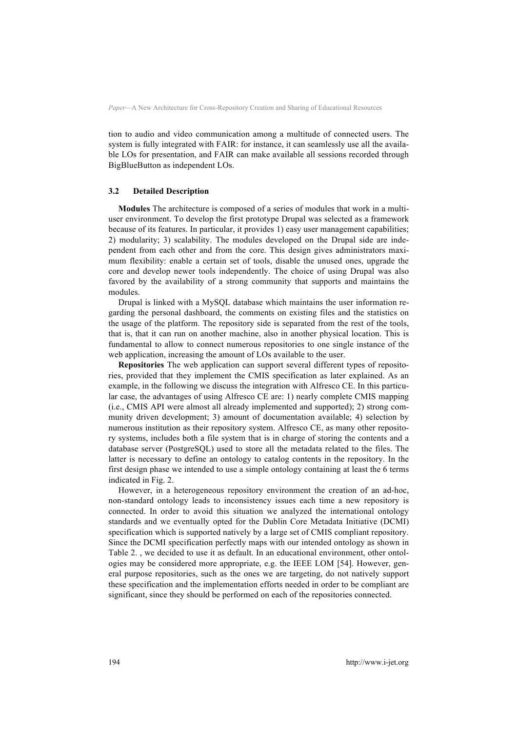tion to audio and video communication among a multitude of connected users. The system is fully integrated with FAIR: for instance, it can seamlessly use all the available LOs for presentation, and FAIR can make available all sessions recorded through BigBlueButton as independent LOs.

### 3.2 Detailed Description

**Modules** The architecture is composed of a series of modules that work in a multi-user environment. To develop the first prototype Drupal was selected as a framework because of its features. In particular, it provides 1) easy user management capabilities; 2) modularity; 3) scalability. The modules developed on the Drupal side are independent from each other and from the core. This design gives administrators maximum flexibility: enable a certain set of tools, disable the unused ones, upgrade the core and develop newer tools independently. The choice of using Drupal was also favored by the availability of a strong community that supports and maintains the modules.

Drupal is linked with a MySQL database which maintains the user information regarding the personal dashboard, the comments on existing files and the statistics on the usage of the platform. The repository side is separated from the rest of the tools, that is, that it can run on another machine, also in another physical location. This is fundamental to allow to connect numerous repositories to one single instance of the web application, increasing the amount of LOs available to the user.

**Repositories** The web application can support several different types of repositories, provided that they implement the CMIS specification as later explained. As an example, in the following we discuss the integration with Alfresco CE. In this particular case, the advantages of using Alfresco CE are: 1) nearly complete CMIS mapping (i.e., CMIS API were almost all already implemented and supported); 2) strong community driven development; 3) amount of documentation available; 4) selection by numerous institution as their repository system. Alfresco CE, as many other repository systems, includes both a file system that is in charge of storing the contents and a database server (PostgreSQL) used to store all the metadata related to the files. The latter is necessary to define an ontology to catalog contents in the repository. In the first design phase we intended to use a simple ontology containing at least the 6 terms indicated in Fig. 2.

However, in a heterogeneous repository environment the creation of an ad-hoc, non-standard ontology leads to inconsistency issues each time a new repository is connected. In order to avoid this situation we analyzed the international ontology standards and we eventually opted for the Dublin Core Metadata Initiative (DCMI) specification which is supported natively by a large set of CMIS compliant repository. Since the DCMI specification perfectly maps with our intended ontology as shown in Table 2. , we decided to use it as default. In an educational environment, other ontologies may be considered more appropriate, e.g. the IEEE LOM [54]. However, general purpose repositories, such as the ones we are targeting, do not natively support these specification and the implementation efforts needed in order to be compliant are significant, since they should be performed on each of the repositories connected.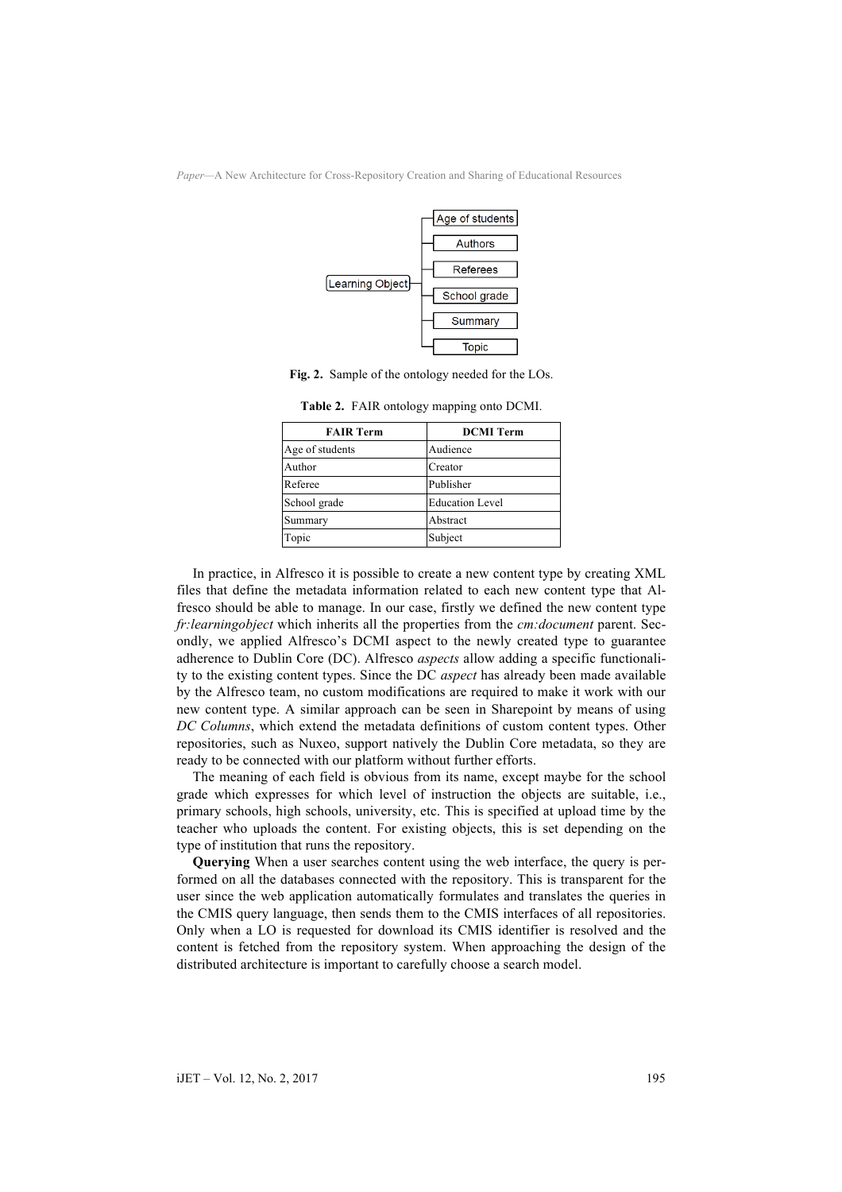Age of students

Authors

Referees

Learning Object

School grade

Summary

Topic

**Fig. 2.** Sample of the ontology needed for the LOs.

**Table 2.** FAIR ontology mapping onto DCMI.

| FAIR Term | DCMI Term |
| --- | --- |
| Age of students | Audience |
| Author | Creator |
| Referee | Publisher |
| School grade | Education Level |
| Summary | Abstract |
| Topic | Subject |

In practice, in Alfresco it is possible to create a new content type by creating XML files that define the metadata information related to each new content type that Alfresco should be able to manage. In our case, firstly we defined the new content type *fr:learningobject* which inherits all the properties from the *cm:document* parent. Secondly, we applied Alfresco's DCMI aspect to the newly created type to guarantee adherence to Dublin Core (DC). Alfresco *aspects* allow adding a specific functionality to the existing content types. Since the DC *aspect* has already been made available by the Alfresco team, no custom modifications are required to make it work with our new content type. A similar approach can be seen in Sharepoint by means of using *DC Columns*, which extend the metadata definitions of custom content types. Other repositories, such as Nuxeo, support natively the Dublin Core metadata, so they are ready to be connected with our platform without further efforts.

The meaning of each field is obvious from its name, except maybe for the school grade which expresses for which level of instruction the objects are suitable, i.e., primary schools, high schools, university, etc. This is specified at upload time by the teacher who uploads the content. For existing objects, this is set depending on the type of institution that runs the repository.

**Querying** When a user searches content using the web interface, the query is performed on all the databases connected with the repository. This is transparent for the user since the web application automatically formulates and translates the queries in the CMIS query language, then sends them to the CMIS interfaces of all repositories. Only when a LO is requested for download its CMIS identifier is resolved and the content is fetched from the repository system. When approaching the design of the distributed architecture is important to carefully choose a search model.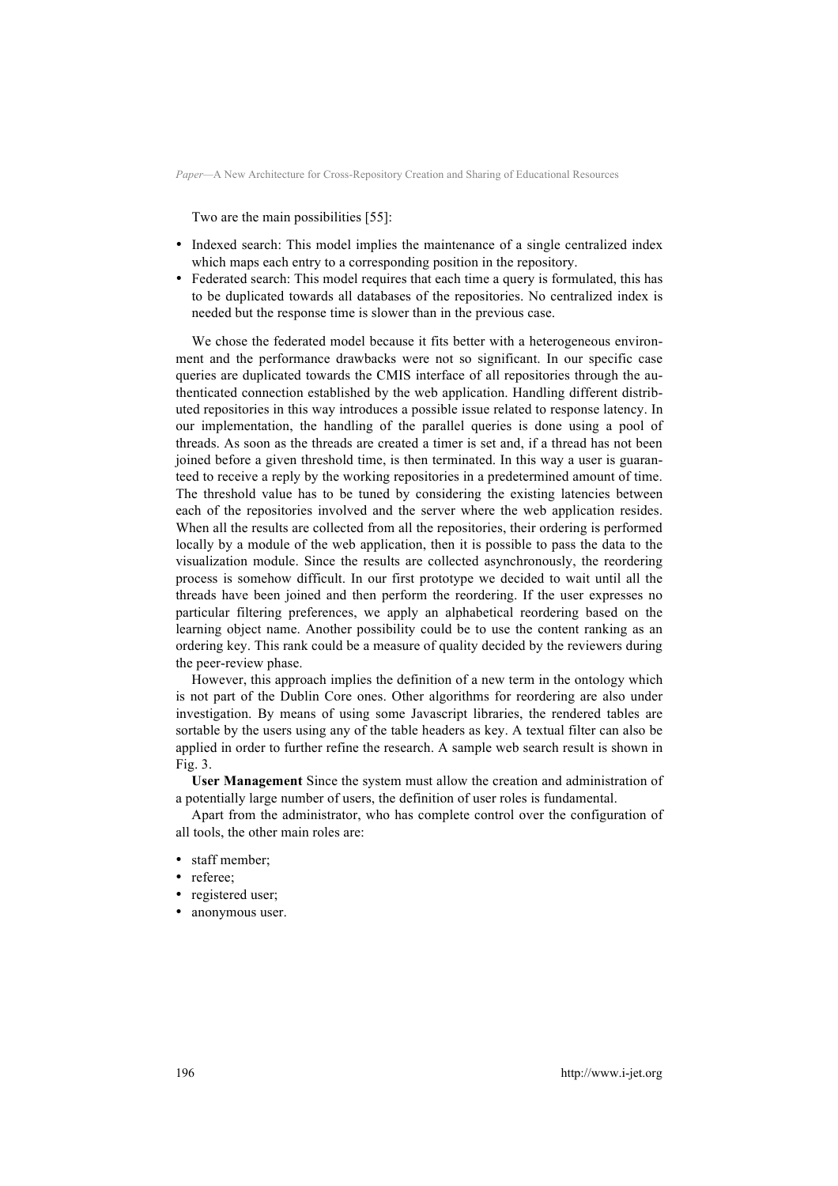Two are the main possibilities [55]:

- Indexed search: This model implies the maintenance of a single centralized index which maps each entry to a corresponding position in the repository.
- Federated search: This model requires that each time a query is formulated, this has to be duplicated towards all databases of the repositories. No centralized index is needed but the response time is slower than in the previous case.

We chose the federated model because it fits better with a heterogeneous environment and the performance drawbacks were not so significant. In our specific case queries are duplicated towards the CMIS interface of all repositories through the authenticated connection established by the web application. Handling different distributed repositories in this way introduces a possible issue related to response latency. In our implementation, the handling of the parallel queries is done using a pool of threads. As soon as the threads are created a timer is set and, if a thread has not been joined before a given threshold time, is then terminated. In this way a user is guaranteed to receive a reply by the working repositories in a predetermined amount of time. The threshold value has to be tuned by considering the existing latencies between each of the repositories involved and the server where the web application resides. When all the results are collected from all the repositories, their ordering is performed locally by a module of the web application, then it is possible to pass the data to the visualization module. Since the results are collected asynchronously, the reordering process is somehow difficult. In our first prototype we decided to wait until all the threads have been joined and then perform the reordering. If the user expresses no particular filtering preferences, we apply an alphabetical reordering based on the learning object name. Another possibility could be to use the content ranking as an ordering key. This rank could be a measure of quality decided by the reviewers during the peer-review phase.

However, this approach implies the definition of a new term in the ontology which is not part of the Dublin Core ones. Other algorithms for reordering are also under investigation. By means of using some Javascript libraries, the rendered tables are sortable by the users using any of the table headers as key. A textual filter can also be applied in order to further refine the research. A sample web search result is shown in Fig. 3.

**User Management** Since the system must allow the creation and administration of a potentially large number of users, the definition of user roles is fundamental.

Apart from the administrator, who has complete control over the configuration of all tools, the other main roles are:

- staff member;
- referee;
- registered user;
- anonymous user.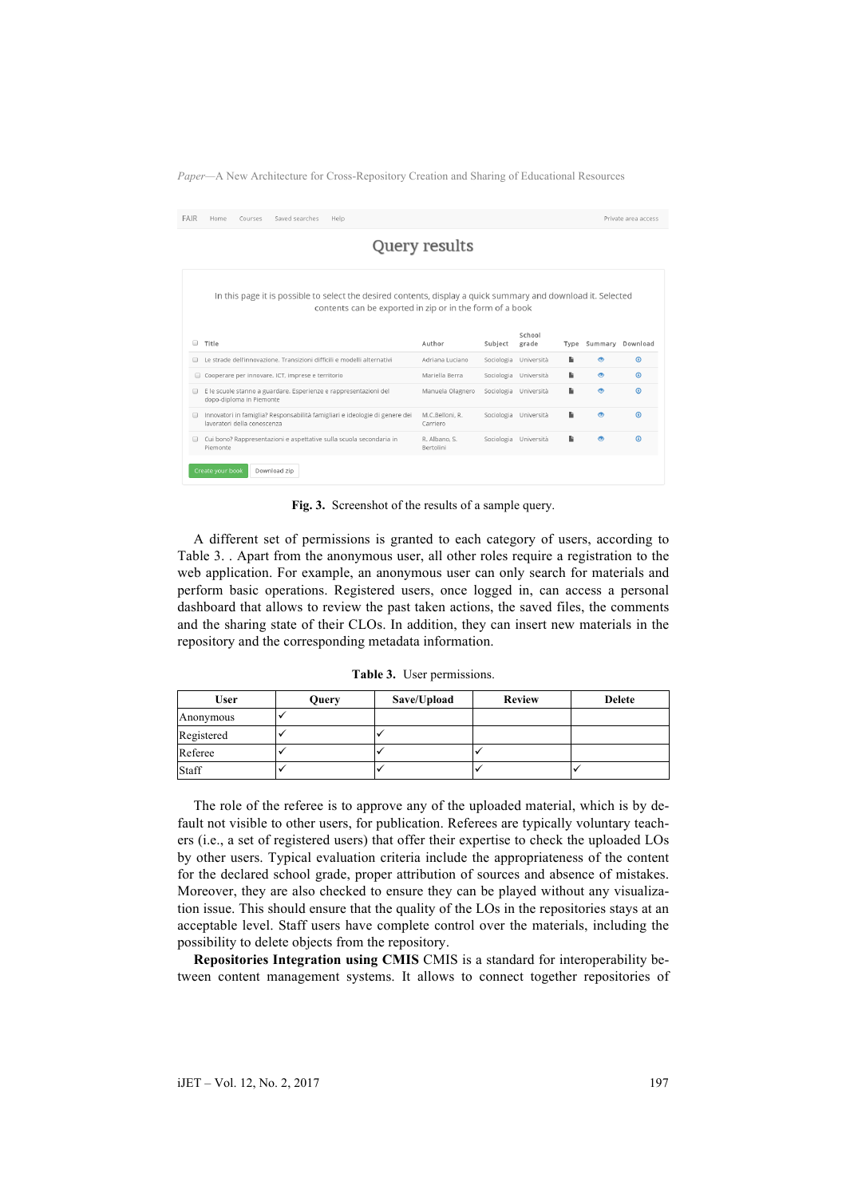Fig. 3. Screenshot of the results of a sample query.

A different set of permissions is granted to each category of users, according to Table 3. . Apart from the anonymous user, all other roles require a registration to the web application. For example, an anonymous user can only search for materials and perform basic operations. Registered users, once logged in, can access a personal dashboard that allows to review the past taken actions, the saved files, the comments and the sharing state of their CLOs. In addition, they can insert new materials in the repository and the corresponding metadata information.

**Table 3.** User permissions.

| User | Query | Save/Upload | Review | Delete |
|---|---|---|---|---|
| Anonymous | ✓ | | | |
| Registered | ✓ | ✓ | | |
| Referee | ✓ | ✓ | ✓ | |
| Staff | ✓ | ✓ | ✓ | ✓ |

The role of the referee is to approve any of the uploaded material, which is by default not visible to other users, for publication. Referees are typically voluntary teachers (i.e., a set of registered users) that offer their expertise to check the uploaded LOs by other users. Typical evaluation criteria include the appropriateness of the content for the declared school grade, proper attribution of sources and absence of mistakes. Moreover, they are also checked to ensure they can be played without any visualization issue. This should ensure that the quality of the LOs in the repositories stays at an acceptable level. Staff users have complete control over the materials, including the possibility to delete objects from the repository.

**Repositories Integration using CMIS** CMIS is a standard for interoperability between content management systems. It allows to connect together repositories of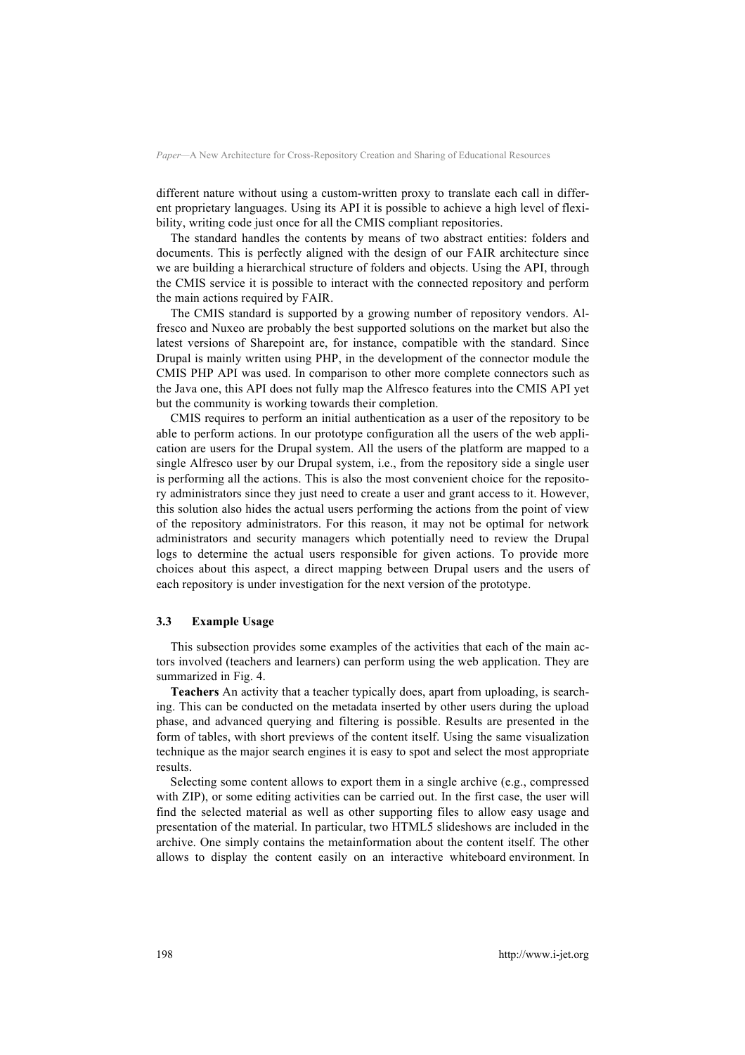different nature without using a custom-written proxy to translate each call in different proprietary languages. Using its API it is possible to achieve a high level of flexibility, writing code just once for all the CMIS compliant repositories.

The standard handles the contents by means of two abstract entities: folders and documents. This is perfectly aligned with the design of our FAIR architecture since we are building a hierarchical structure of folders and objects. Using the API, through the CMIS service it is possible to interact with the connected repository and perform the main actions required by FAIR.

The CMIS standard is supported by a growing number of repository vendors. Alfresco and Nuxeo are probably the best supported solutions on the market but also the latest versions of Sharepoint are, for instance, compatible with the standard. Since Drupal is mainly written using PHP, in the development of the connector module the CMIS PHP API was used. In comparison to other more complete connectors such as the Java one, this API does not fully map the Alfresco features into the CMIS API yet but the community is working towards their completion.

CMIS requires to perform an initial authentication as a user of the repository to be able to perform actions. In our prototype configuration all the users of the web application are users for the Drupal system. All the users of the platform are mapped to a single Alfresco user by our Drupal system, i.e., from the repository side a single user is performing all the actions. This is also the most convenient choice for the repository administrators since they just need to create a user and grant access to it. However, this solution also hides the actual users performing the actions from the point of view of the repository administrators. For this reason, it may not be optimal for network administrators and security managers which potentially need to review the Drupal logs to determine the actual users responsible for given actions. To provide more choices about this aspect, a direct mapping between Drupal users and the users of each repository is under investigation for the next version of the prototype.

### 3.3 Example Usage

This subsection provides some examples of the activities that each of the main actors involved (teachers and learners) can perform using the web application. They are summarized in Fig. 4.

**Teachers** An activity that a teacher typically does, apart from uploading, is searching. This can be conducted on the metadata inserted by other users during the upload phase, and advanced querying and filtering is possible. Results are presented in the form of tables, with short previews of the content itself. Using the same visualization technique as the major search engines it is easy to spot and select the most appropriate results.

Selecting some content allows to export them in a single archive (e.g., compressed with ZIP), or some editing activities can be carried out. In the first case, the user will find the selected material as well as other supporting files to allow easy usage and presentation of the material. In particular, two HTML5 slideshows are included in the archive. One simply contains the metainformation about the content itself. The other allows to display the content easily on an interactive whiteboard environment. In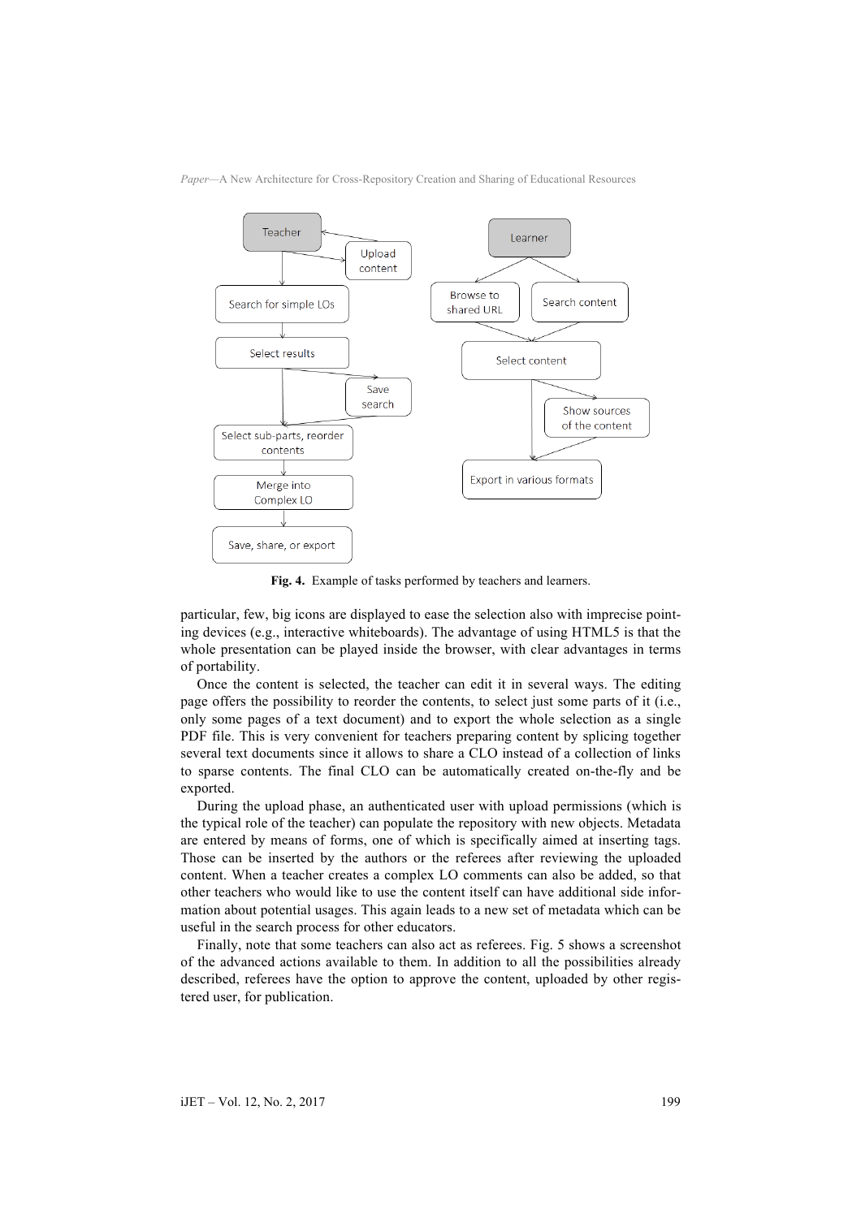**Fig. 4.** Example of tasks performed by teachers and learners.

particular, few, big icons are displayed to ease the selection also with imprecise pointing devices (e.g., interactive whiteboards). The advantage of using HTML5 is that the whole presentation can be played inside the browser, with clear advantages in terms of portability.

Once the content is selected, the teacher can edit it in several ways. The editing page offers the possibility to reorder the contents, to select just some parts of it (i.e., only some pages of a text document) and to export the whole selection as a single PDF file. This is very convenient for teachers preparing content by splicing together several text documents since it allows to share a CLO instead of a collection of links to sparse contents. The final CLO can be automatically created on-the-fly and be exported.

During the upload phase, an authenticated user with upload permissions (which is the typical role of the teacher) can populate the repository with new objects. Metadata are entered by means of forms, one of which is specifically aimed at inserting tags. Those can be inserted by the authors or the referees after reviewing the uploaded content. When a teacher creates a complex LO comments can also be added, so that other teachers who would like to use the content itself can have additional side information about potential usages. This again leads to a new set of metadata which can be useful in the search process for other educators.

Finally, note that some teachers can also act as referees. Fig. 5 shows a screenshot of the advanced actions available to them. In addition to all the possibilities already described, referees have the option to approve the content, uploaded by other registered user, for publication.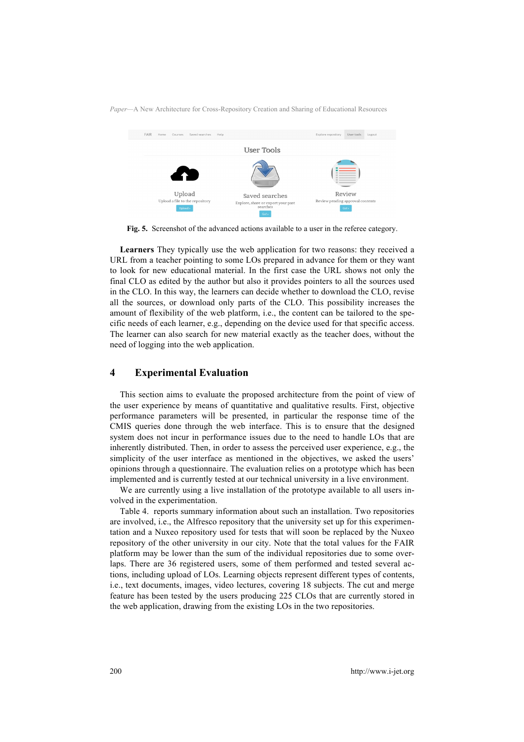**Fig. 5.** Screenshot of the advanced actions available to a user in the referee category.

**Learners** They typically use the web application for two reasons: they received a URL from a teacher pointing to some LOs prepared in advance for them or they want to look for new educational material. In the first case the URL shows not only the final CLO as edited by the author but also it provides pointers to all the sources used in the CLO. In this way, the learners can decide whether to download the CLO, revise all the sources, or download only parts of the CLO. This possibility increases the amount of flexibility of the web platform, i.e., the content can be tailored to the specific needs of each learner, e.g., depending on the device used for that specific access. The learner can also search for new material exactly as the teacher does, without the need of logging into the web application.

## 4 Experimental Evaluation

This section aims to evaluate the proposed architecture from the point of view of the user experience by means of quantitative and qualitative results. First, objective performance parameters will be presented, in particular the response time of the CMIS queries done through the web interface. This is to ensure that the designed system does not incur in performance issues due to the need to handle LOs that are inherently distributed. Then, in order to assess the perceived user experience, e.g., the simplicity of the user interface as mentioned in the objectives, we asked the users' opinions through a questionnaire. The evaluation relies on a prototype which has been implemented and is currently tested at our technical university in a live environment.

We are currently using a live installation of the prototype available to all users involved in the experimentation.

Table 4. reports summary information about such an installation. Two repositories are involved, i.e., the Alfresco repository that the university set up for this experimentation and a Nuxeo repository used for tests that will soon be replaced by the Nuxeo repository of the other university in our city. Note that the total values for the FAIR platform may be lower than the sum of the individual repositories due to some overlaps. There are 36 registered users, some of them performed and tested several actions, including upload of LOs. Learning objects represent different types of contents, i.e., text documents, images, video lectures, covering 18 subjects. The cut and merge feature has been tested by the users producing 225 CLOs that are currently stored in the web application, drawing from the existing LOs in the two repositories.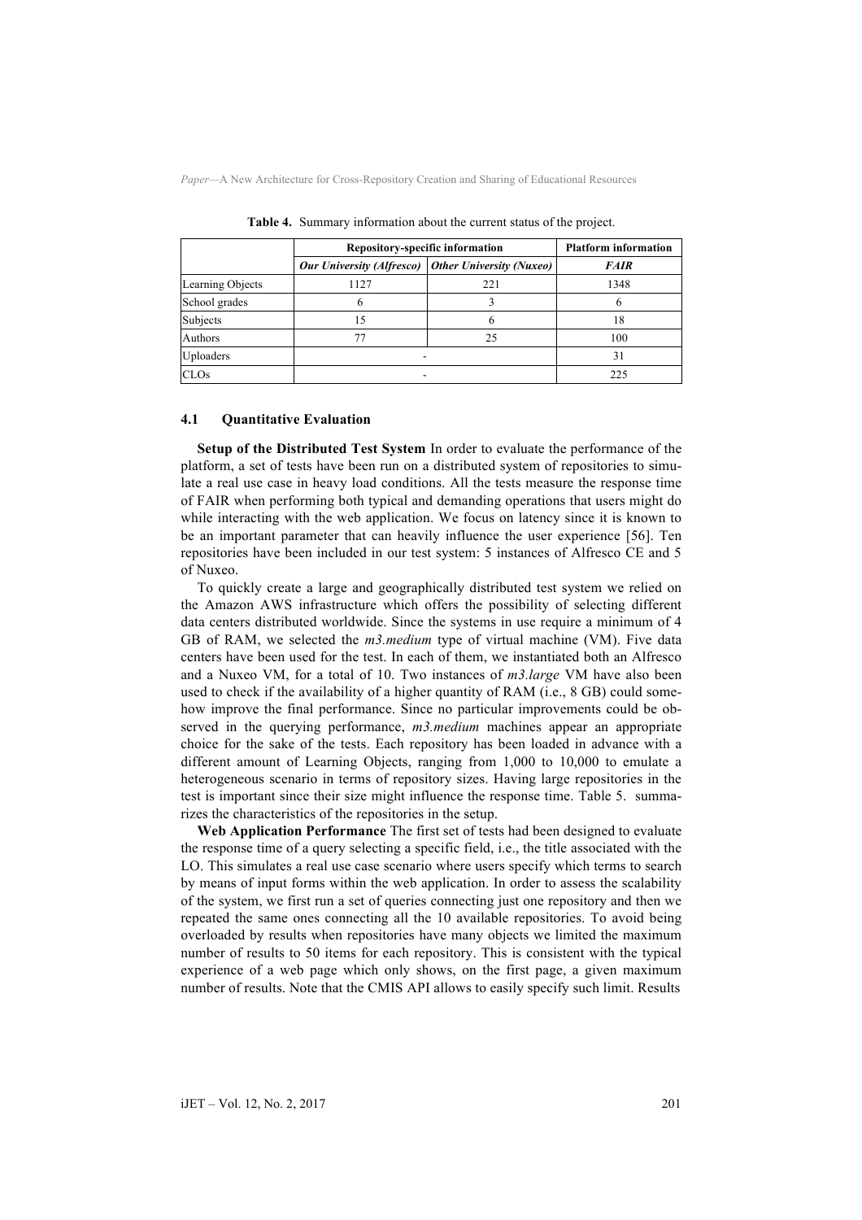**Table 4.** Summary information about the current status of the project.

| | Repository-specific information | | Platform information |
|---|---|---|---|
| | ***Our University (Alfresco)*** | ***Other University (Nuxeo)*** | ***FAIR*** |
| Learning Objects | 1127 | 221 | 1348 |
| School grades | 6 | 3 | 6 |
| Subjects | 15 | 6 | 18 |
| Authors | 77 | 25 | 100 |
| Uploaders | - | | 31 |
| CLOs | - | | 225 |

### 4.1 Quantitative Evaluation

**Setup of the Distributed Test System** In order to evaluate the performance of the platform, a set of tests have been run on a distributed system of repositories to simulate a real use case in heavy load conditions. All the tests measure the response time of FAIR when performing both typical and demanding operations that users might do while interacting with the web application. We focus on latency since it is known to be an important parameter that can heavily influence the user experience [56]. Ten repositories have been included in our test system: 5 instances of Alfresco CE and 5 of Nuxeo.

To quickly create a large and geographically distributed test system we relied on the Amazon AWS infrastructure which offers the possibility of selecting different data centers distributed worldwide. Since the systems in use require a minimum of 4 GB of RAM, we selected the *m3.medium* type of virtual machine (VM). Five data centers have been used for the test. In each of them, we instantiated both an Alfresco and a Nuxeo VM, for a total of 10. Two instances of *m3.large* VM have also been used to check if the availability of a higher quantity of RAM (i.e., 8 GB) could somehow improve the final performance. Since no particular improvements could be observed in the querying performance, *m3.medium* machines appear an appropriate choice for the sake of the tests. Each repository has been loaded in advance with a different amount of Learning Objects, ranging from 1,000 to 10,000 to emulate a heterogeneous scenario in terms of repository sizes. Having large repositories in the test is important since their size might influence the response time. Table 5. summarizes the characteristics of the repositories in the setup.

**Web Application Performance** The first set of tests had been designed to evaluate the response time of a query selecting a specific field, i.e., the title associated with the LO. This simulates a real use case scenario where users specify which terms to search by means of input forms within the web application. In order to assess the scalability of the system, we first run a set of queries connecting just one repository and then we repeated the same ones connecting all the 10 available repositories. To avoid being overloaded by results when repositories have many objects we limited the maximum number of results to 50 items for each repository. This is consistent with the typical experience of a web page which only shows, on the first page, a given maximum number of results. Note that the CMIS API allows to easily specify such limit. Results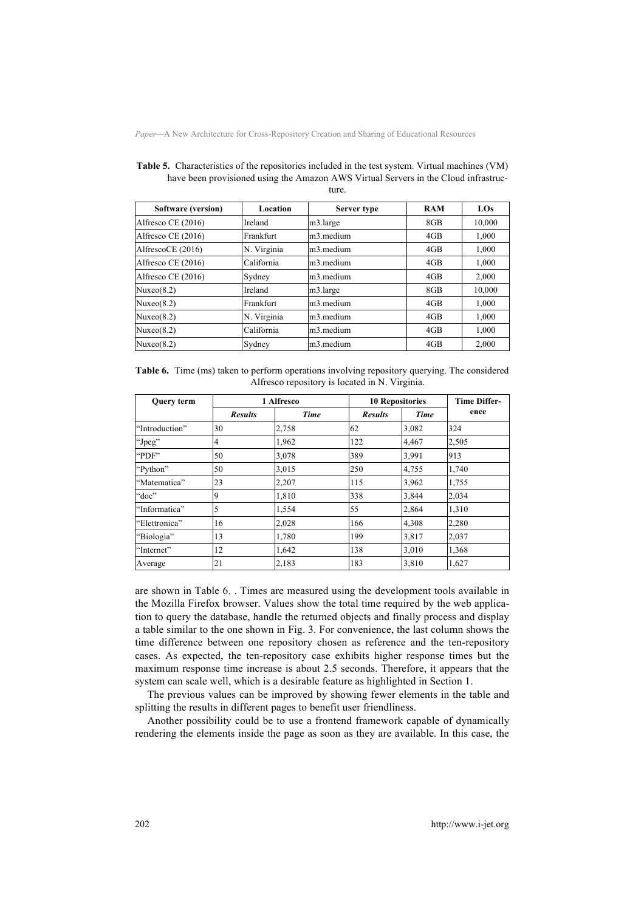**Table 5.** Characteristics of the repositories included in the test system. Virtual machines (VM) have been provisioned using the Amazon AWS Virtual Servers in the Cloud infrastructure.

| Software (version) | Location | Server type | RAM | LOs |
|---|---|---|---|---|
| Alfresco CE (2016) | Ireland | m3.large | 8GB | 10,000 |
| Alfresco CE (2016) | Frankfurt | m3.medium | 4GB | 1,000 |
| AlfrescoCE (2016) | N. Virginia | m3.medium | 4GB | 1,000 |
| Alfresco CE (2016) | California | m3.medium | 4GB | 1,000 |
| Alfresco CE (2016) | Sydney | m3.medium | 4GB | 2,000 |
| Nuxeo(8.2) | Ireland | m3.large | 8GB | 10,000 |
| Nuxeo(8.2) | Frankfurt | m3.medium | 4GB | 1,000 |
| Nuxeo(8.2) | N. Virginia | m3.medium | 4GB | 1,000 |
| Nuxeo(8.2) | California | m3.medium | 4GB | 1,000 |
| Nuxeo(8.2) | Sydney | m3.medium | 4GB | 2,000 |

**Table 6.** Time (ms) taken to perform operations involving repository querying. The considered Alfresco repository is located in N. Virginia.

| Query term | 1 Alfresco | | 10 Repositories | | Time Difference |
|---|---|---|---|---|---|
| | *Results* | *Time* | *Results* | *Time* | |
| "Introduction" | 30 | 2,758 | 62 | 3,082 | 324 |
| "Jpeg" | 4 | 1,962 | 122 | 4,467 | 2,505 |
| "PDF" | 50 | 3,078 | 389 | 3,991 | 913 |
| "Python" | 50 | 3,015 | 250 | 4,755 | 1,740 |
| "Matematica" | 23 | 2,207 | 115 | 3,962 | 1,755 |
| "doc" | 9 | 1,810 | 338 | 3,844 | 2,034 |
| "Informatica" | 5 | 1,554 | 55 | 2,864 | 1,310 |
| "Elettronica" | 16 | 2,028 | 166 | 4,308 | 2,280 |
| "Biologia" | 13 | 1,780 | 199 | 3,817 | 2,037 |
| "Internet" | 12 | 1,642 | 138 | 3,010 | 1,368 |
| Average | 21 | 2,183 | 183 | 3,810 | 1,627 |

are shown in Table 6. . Times are measured using the development tools available in the Mozilla Firefox browser. Values show the total time required by the web application to query the database, handle the returned objects and finally process and display a table similar to the one shown in Fig. 3. For convenience, the last column shows the time difference between one repository chosen as reference and the ten-repository cases. As expected, the ten-repository case exhibits higher response times but the maximum response time increase is about 2.5 seconds. Therefore, it appears that the system can scale well, which is a desirable feature as highlighted in Section 1.

The previous values can be improved by showing fewer elements in the table and splitting the results in different pages to benefit user friendliness.

Another possibility could be to use a frontend framework capable of dynamically rendering the elements inside the page as soon as they are available. In this case, the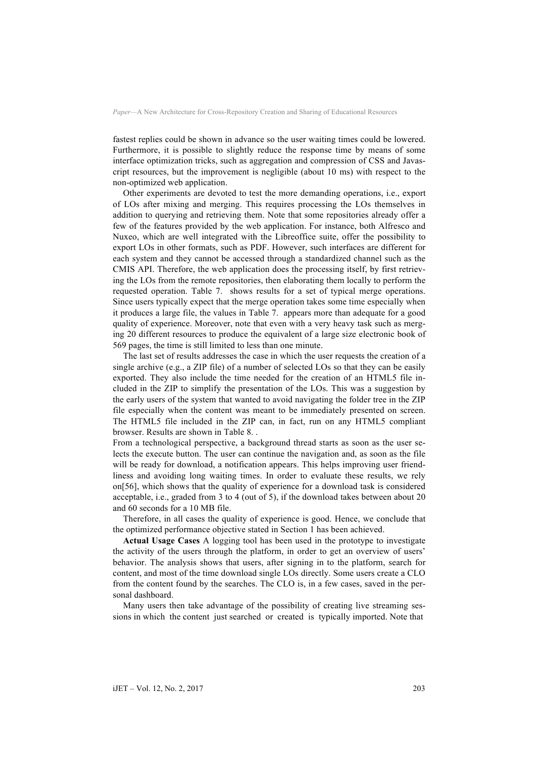fastest replies could be shown in advance so the user waiting times could be lowered. Furthermore, it is possible to slightly reduce the response time by means of some interface optimization tricks, such as aggregation and compression of CSS and Javascript resources, but the improvement is negligible (about 10 ms) with respect to the non-optimized web application.

Other experiments are devoted to test the more demanding operations, i.e., export of LOs after mixing and merging. This requires processing the LOs themselves in addition to querying and retrieving them. Note that some repositories already offer a few of the features provided by the web application. For instance, both Alfresco and Nuxeo, which are well integrated with the Libreoffice suite, offer the possibility to export LOs in other formats, such as PDF. However, such interfaces are different for each system and they cannot be accessed through a standardized channel such as the CMIS API. Therefore, the web application does the processing itself, by first retrieving the LOs from the remote repositories, then elaborating them locally to perform the requested operation. Table 7. shows results for a set of typical merge operations. Since users typically expect that the merge operation takes some time especially when it produces a large file, the values in Table 7. appears more than adequate for a good quality of experience. Moreover, note that even with a very heavy task such as merging 20 different resources to produce the equivalent of a large size electronic book of 569 pages, the time is still limited to less than one minute.

The last set of results addresses the case in which the user requests the creation of a single archive (e.g., a ZIP file) of a number of selected LOs so that they can be easily exported. They also include the time needed for the creation of an HTML5 file included in the ZIP to simplify the presentation of the LOs. This was a suggestion by the early users of the system that wanted to avoid navigating the folder tree in the ZIP file especially when the content was meant to be immediately presented on screen. The HTML5 file included in the ZIP can, in fact, run on any HTML5 compliant browser. Results are shown in Table 8. .

From a technological perspective, a background thread starts as soon as the user selects the execute button. The user can continue the navigation and, as soon as the file will be ready for download, a notification appears. This helps improving user friendliness and avoiding long waiting times. In order to evaluate these results, we rely on[56], which shows that the quality of experience for a download task is considered acceptable, i.e., graded from 3 to 4 (out of 5), if the download takes between about 20 and 60 seconds for a 10 MB file.

Therefore, in all cases the quality of experience is good. Hence, we conclude that the optimized performance objective stated in Section 1 has been achieved.

**Actual Usage Cases** A logging tool has been used in the prototype to investigate the activity of the users through the platform, in order to get an overview of users' behavior. The analysis shows that users, after signing in to the platform, search for content, and most of the time download single LOs directly. Some users create a CLO from the content found by the searches. The CLO is, in a few cases, saved in the personal dashboard.

Many users then take advantage of the possibility of creating live streaming sessions in which the content just searched or created is typically imported. Note that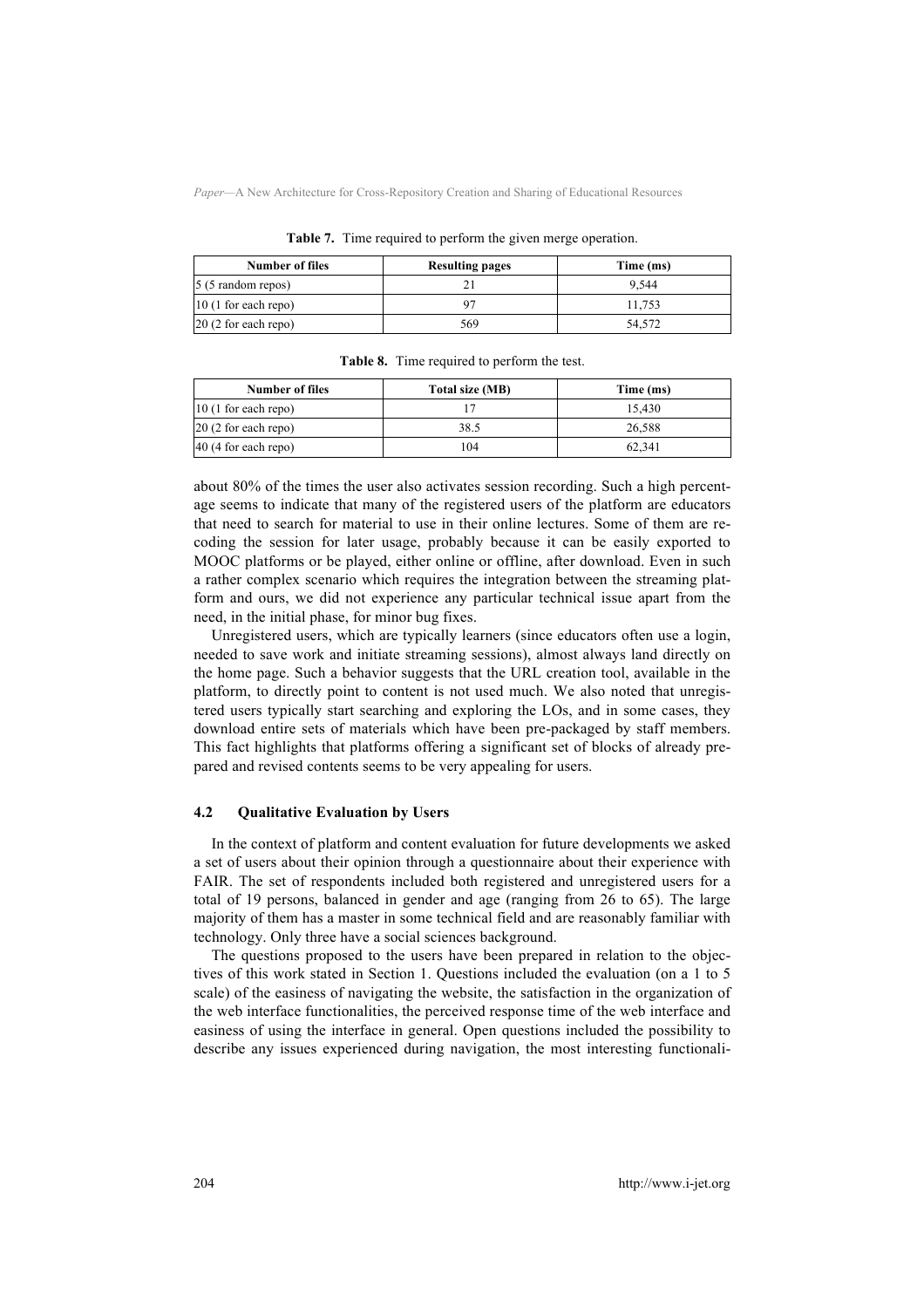**Table 7.** Time required to perform the given merge operation.

| Number of files | Resulting pages | Time (ms) |
|---|---|---|
| 5 (5 random repos) | 21 | 9,544 |
| 10 (1 for each repo) | 97 | 11,753 |
| 20 (2 for each repo) | 569 | 54,572 |

**Table 8.** Time required to perform the test.

| Number of files | Total size (MB) | Time (ms) |
|---|---|---|
| 10 (1 for each repo) | 17 | 15,430 |
| 20 (2 for each repo) | 38.5 | 26,588 |
| 40 (4 for each repo) | 104 | 62,341 |

about 80% of the times the user also activates session recording. Such a high percentage seems to indicate that many of the registered users of the platform are educators that need to search for material to use in their online lectures. Some of them are recoding the session for later usage, probably because it can be easily exported to MOOC platforms or be played, either online or offline, after download. Even in such a rather complex scenario which requires the integration between the streaming platform and ours, we did not experience any particular technical issue apart from the need, in the initial phase, for minor bug fixes.

Unregistered users, which are typically learners (since educators often use a login, needed to save work and initiate streaming sessions), almost always land directly on the home page. Such a behavior suggests that the URL creation tool, available in the platform, to directly point to content is not used much. We also noted that unregistered users typically start searching and exploring the LOs, and in some cases, they download entire sets of materials which have been pre-packaged by staff members. This fact highlights that platforms offering a significant set of blocks of already prepared and revised contents seems to be very appealing for users.

### 4.2 Qualitative Evaluation by Users

In the context of platform and content evaluation for future developments we asked a set of users about their opinion through a questionnaire about their experience with FAIR. The set of respondents included both registered and unregistered users for a total of 19 persons, balanced in gender and age (ranging from 26 to 65). The large majority of them has a master in some technical field and are reasonably familiar with technology. Only three have a social sciences background.

The questions proposed to the users have been prepared in relation to the objectives of this work stated in Section 1. Questions included the evaluation (on a 1 to 5 scale) of the easiness of navigating the website, the satisfaction in the organization of the web interface functionalities, the perceived response time of the web interface and easiness of using the interface in general. Open questions included the possibility to describe any issues experienced during navigation, the most interesting functionali-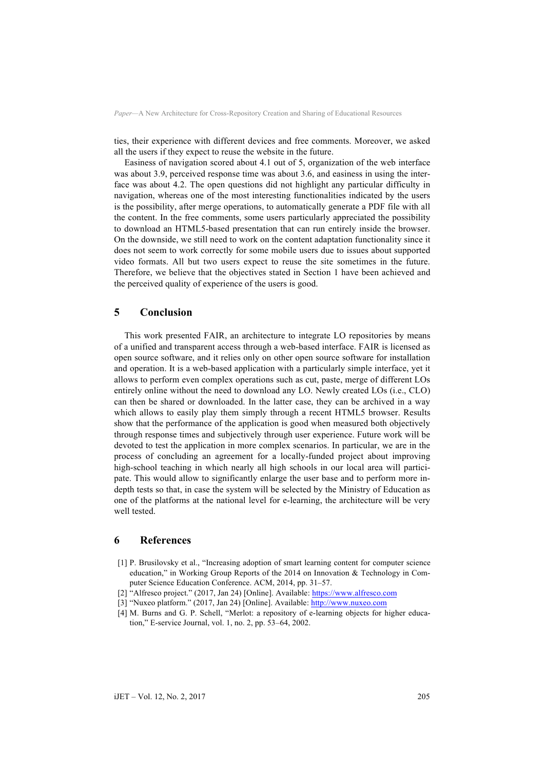ties, their experience with different devices and free comments. Moreover, we asked all the users if they expect to reuse the website in the future.

Easiness of navigation scored about 4.1 out of 5, organization of the web interface was about 3.9, perceived response time was about 3.6, and easiness in using the interface was about 4.2. The open questions did not highlight any particular difficulty in navigation, whereas one of the most interesting functionalities indicated by the users is the possibility, after merge operations, to automatically generate a PDF file with all the content. In the free comments, some users particularly appreciated the possibility to download an HTML5-based presentation that can run entirely inside the browser. On the downside, we still need to work on the content adaptation functionality since it does not seem to work correctly for some mobile users due to issues about supported video formats. All but two users expect to reuse the site sometimes in the future. Therefore, we believe that the objectives stated in Section 1 have been achieved and the perceived quality of experience of the users is good.

## 5 Conclusion

This work presented FAIR, an architecture to integrate LO repositories by means of a unified and transparent access through a web-based interface. FAIR is licensed as open source software, and it relies only on other open source software for installation and operation. It is a web-based application with a particularly simple interface, yet it allows to perform even complex operations such as cut, paste, merge of different LOs entirely online without the need to download any LO. Newly created LOs (i.e., CLO) can then be shared or downloaded. In the latter case, they can be archived in a way which allows to easily play them simply through a recent HTML5 browser. Results show that the performance of the application is good when measured both objectively through response times and subjectively through user experience. Future work will be devoted to test the application in more complex scenarios. In particular, we are in the process of concluding an agreement for a locally-funded project about improving high-school teaching in which nearly all high schools in our local area will participate. This would allow to significantly enlarge the user base and to perform more in-depth tests so that, in case the system will be selected by the Ministry of Education as one of the platforms at the national level for e-learning, the architecture will be very well tested.

## 6 References

[1] P. Brusilovsky et al., "Increasing adoption of smart learning content for computer science education," in Working Group Reports of the 2014 on Innovation & Technology in Computer Science Education Conference. ACM, 2014, pp. 31–57.

[2] "Alfresco project." (2017, Jan 24) [Online]. Available: https://www.alfresco.com

[3] "Nuxeo platform." (2017, Jan 24) [Online]. Available: http://www.nuxeo.com

[4] M. Burns and G. P. Schell, "Merlot: a repository of e-learning objects for higher education," E-service Journal, vol. 1, no. 2, pp. 53–64, 2002.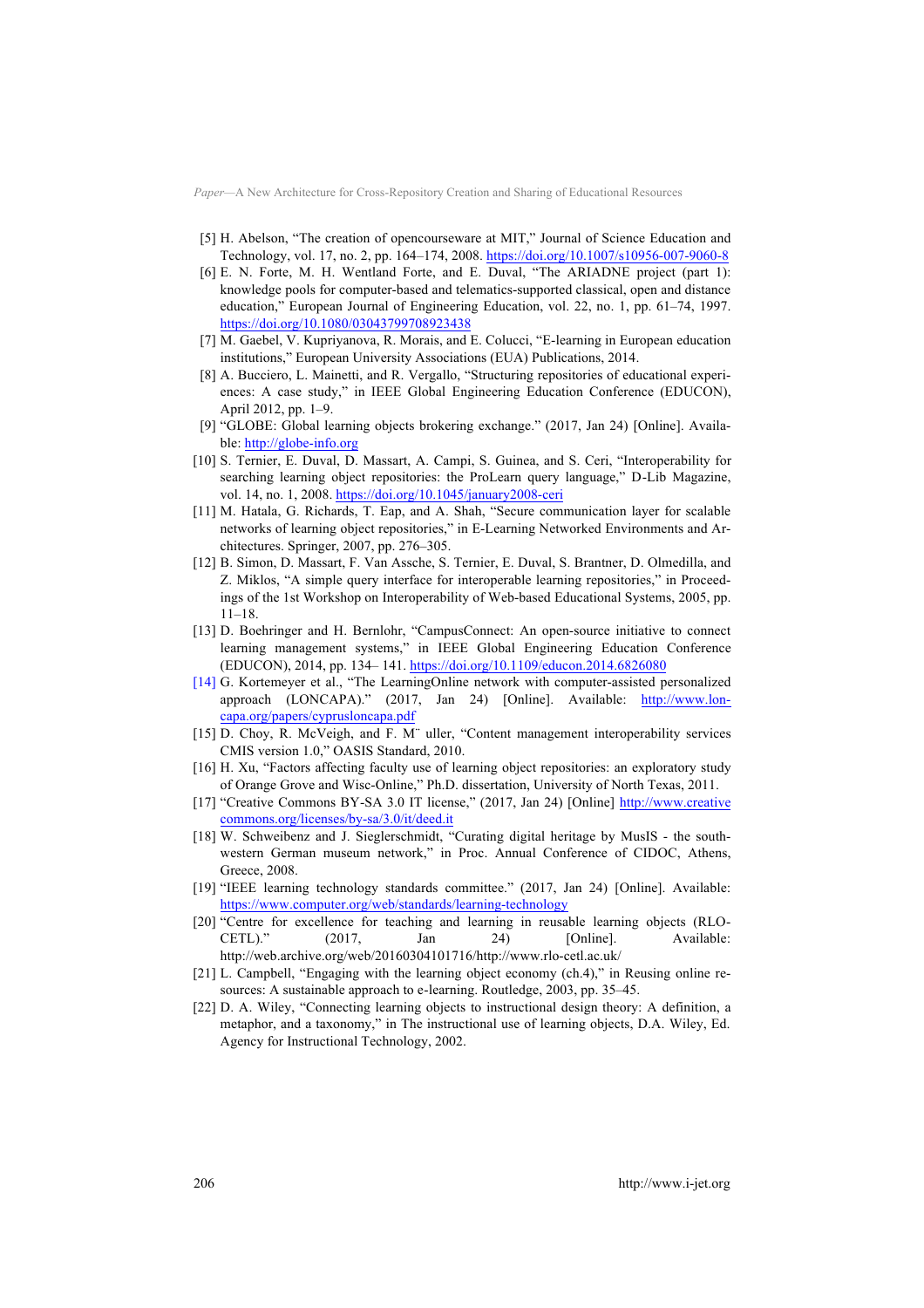[5] H. Abelson, "The creation of opencourseware at MIT," Journal of Science Education and Technology, vol. 17, no. 2, pp. 164–174, 2008. https://doi.org/10.1007/s10956-007-9060-8

[6] E. N. Forte, M. H. Wentland Forte, and E. Duval, "The ARIADNE project (part 1): knowledge pools for computer-based and telematics-supported classical, open and distance education," European Journal of Engineering Education, vol. 22, no. 1, pp. 61–74, 1997. https://doi.org/10.1080/03043799708923438

[7] M. Gaebel, V. Kupriyanova, R. Morais, and E. Colucci, "E-learning in European education institutions," European University Associations (EUA) Publications, 2014.

[8] A. Bucciero, L. Mainetti, and R. Vergallo, "Structuring repositories of educational experiences: A case study," in IEEE Global Engineering Education Conference (EDUCON), April 2012, pp. 1–9.

[9] "GLOBE: Global learning objects brokering exchange." (2017, Jan 24) [Online]. Available: http://globe-info.org

[10] S. Ternier, E. Duval, D. Massart, A. Campi, S. Guinea, and S. Ceri, "Interoperability for searching learning object repositories: the ProLearn query language," D-Lib Magazine, vol. 14, no. 1, 2008. https://doi.org/10.1045/january2008-ceri

[11] M. Hatala, G. Richards, T. Eap, and A. Shah, "Secure communication layer for scalable networks of learning object repositories," in E-Learning Networked Environments and Architectures. Springer, 2007, pp. 276–305.

[12] B. Simon, D. Massart, F. Van Assche, S. Ternier, E. Duval, S. Brantner, D. Olmedilla, and Z. Miklos, "A simple query interface for interoperable learning repositories," in Proceedings of the 1st Workshop on Interoperability of Web-based Educational Systems, 2005, pp. 11–18.

[13] D. Boehringer and H. Bernlohr, "CampusConnect: An open-source initiative to connect learning management systems," in IEEE Global Engineering Education Conference (EDUCON), 2014, pp. 134– 141. https://doi.org/10.1109/educon.2014.6826080

[14] G. Kortemeyer et al., "The LearningOnline network with computer-assisted personalized approach (LONCAPA)." (2017, Jan 24) [Online]. Available: http://www.lon-capa.org/papers/cyprusloncapa.pdf

[15] D. Choy, R. McVeigh, and F. M¨ uller, "Content management interoperability services CMIS version 1.0," OASIS Standard, 2010.

[16] H. Xu, "Factors affecting faculty use of learning object repositories: an exploratory study of Orange Grove and Wisc-Online," Ph.D. dissertation, University of North Texas, 2011.

[17] "Creative Commons BY-SA 3.0 IT license," (2017, Jan 24) [Online] http://www.creativecommons.org/licenses/by-sa/3.0/it/deed.it

[18] W. Schweibenz and J. Sieglerschmidt, "Curating digital heritage by MusIS - the southwestern German museum network," in Proc. Annual Conference of CIDOC, Athens, Greece, 2008.

[19] "IEEE learning technology standards committee." (2017, Jan 24) [Online]. Available: https://www.computer.org/web/standards/learning-technology

[20] "Centre for excellence for teaching and learning in reusable learning objects (RLO-CETL)." (2017, Jan 24) [Online]. Available: http://web.archive.org/web/20160304101716/http://www.rlo-cetl.ac.uk/

[21] L. Campbell, "Engaging with the learning object economy (ch.4)," in Reusing online resources: A sustainable approach to e-learning. Routledge, 2003, pp. 35–45.

[22] D. A. Wiley, "Connecting learning objects to instructional design theory: A definition, a metaphor, and a taxonomy," in The instructional use of learning objects, D.A. Wiley, Ed. Agency for Instructional Technology, 2002.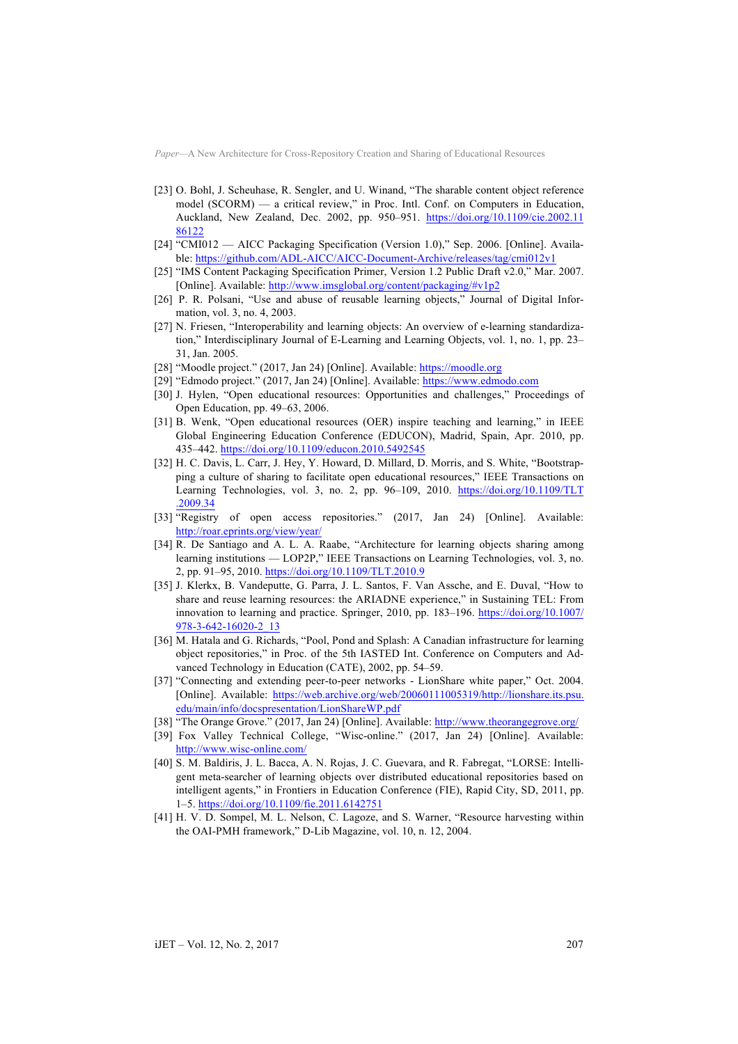[23] O. Bohl, J. Scheuhase, R. Sengler, and U. Winand, "The sharable content object reference model (SCORM) — a critical review," in Proc. Intl. Conf. on Computers in Education, Auckland, New Zealand, Dec. 2002, pp. 950–951. https://doi.org/10.1109/cie.2002.1186122

[24] "CMI012 — AICC Packaging Specification (Version 1.0)," Sep. 2006. [Online]. Available: https://github.com/ADL-AICC/AICC-Document-Archive/releases/tag/cmi012v1

[25] "IMS Content Packaging Specification Primer, Version 1.2 Public Draft v2.0," Mar. 2007. [Online]. Available: http://www.imsglobal.org/content/packaging/#v1p2

[26] P. R. Polsani, "Use and abuse of reusable learning objects," Journal of Digital Information, vol. 3, no. 4, 2003.

[27] N. Friesen, "Interoperability and learning objects: An overview of e-learning standardization," Interdisciplinary Journal of E-Learning and Learning Objects, vol. 1, no. 1, pp. 23–31, Jan. 2005.

[28] "Moodle project." (2017, Jan 24) [Online]. Available: https://moodle.org

[29] "Edmodo project." (2017, Jan 24) [Online]. Available: https://www.edmodo.com

[30] J. Hylen, "Open educational resources: Opportunities and challenges," Proceedings of Open Education, pp. 49–63, 2006.

[31] B. Wenk, "Open educational resources (OER) inspire teaching and learning," in IEEE Global Engineering Education Conference (EDUCON), Madrid, Spain, Apr. 2010, pp. 435–442. https://doi.org/10.1109/educon.2010.5492545

[32] H. C. Davis, L. Carr, J. Hey, Y. Howard, D. Millard, D. Morris, and S. White, "Bootstrapping a culture of sharing to facilitate open educational resources," IEEE Transactions on Learning Technologies, vol. 3, no. 2, pp. 96–109, 2010. https://doi.org/10.1109/TLT.2009.34

[33] "Registry of open access repositories." (2017, Jan 24) [Online]. Available: http://roar.eprints.org/view/year/

[34] R. De Santiago and A. L. A. Raabe, "Architecture for learning objects sharing among learning institutions — LOP2P," IEEE Transactions on Learning Technologies, vol. 3, no. 2, pp. 91–95, 2010. https://doi.org/10.1109/TLT.2010.9

[35] J. Klerkx, B. Vandeputte, G. Parra, J. L. Santos, F. Van Assche, and E. Duval, "How to share and reuse learning resources: the ARIADNE experience," in Sustaining TEL: From innovation to learning and practice. Springer, 2010, pp. 183–196. https://doi.org/10.1007/978-3-642-16020-2_13

[36] M. Hatala and G. Richards, "Pool, Pond and Splash: A Canadian infrastructure for learning object repositories," in Proc. of the 5th IASTED Int. Conference on Computers and Advanced Technology in Education (CATE), 2002, pp. 54–59.

[37] "Connecting and extending peer-to-peer networks - LionShare white paper," Oct. 2004. [Online]. Available: https://web.archive.org/web/20060111005319/http://lionshare.its.psu.edu/main/info/docspresentation/LionShareWP.pdf

[38] "The Orange Grove." (2017, Jan 24) [Online]. Available: http://www.theorangegrove.org/

[39] Fox Valley Technical College, "Wisc-online." (2017, Jan 24) [Online]. Available: http://www.wisc-online.com/

[40] S. M. Baldiris, J. L. Bacca, A. N. Rojas, J. C. Guevara, and R. Fabregat, "LORSE: Intelligent meta-searcher of learning objects over distributed educational repositories based on intelligent agents," in Frontiers in Education Conference (FIE), Rapid City, SD, 2011, pp. 1–5. https://doi.org/10.1109/fie.2011.6142751

[41] H. V. D. Sompel, M. L. Nelson, C. Lagoze, and S. Warner, "Resource harvesting within the OAI-PMH framework," D-Lib Magazine, vol. 10, n. 12, 2004.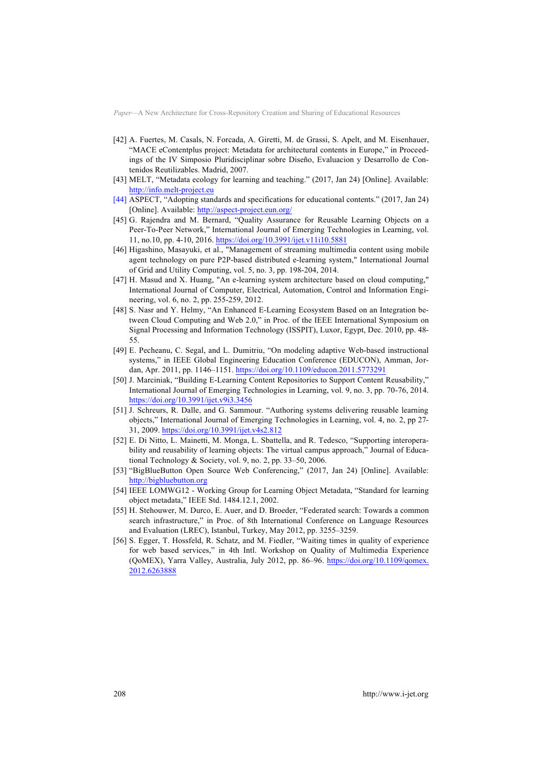[42] A. Fuertes, M. Casals, N. Forcada, A. Giretti, M. de Grassi, S. Apelt, and M. Eisenhauer, "MACE eContentplus project: Metadata for architectural contents in Europe," in Proceedings of the IV Simposio Pluridisciplinar sobre Diseño, Evaluacion y Desarrollo de Contenidos Reutilizables. Madrid, 2007.

[43] MELT, "Metadata ecology for learning and teaching." (2017, Jan 24) [Online]. Available: http://info.melt-project.eu

[44] ASPECT, "Adopting standards and specifications for educational contents." (2017, Jan 24) [Online]. Available: http://aspect-project.eun.org/

[45] G. Rajendra and M. Bernard, "Quality Assurance for Reusable Learning Objects on a Peer-To-Peer Network," International Journal of Emerging Technologies in Learning, vol. 11, no.10, pp. 4-10, 2016. https://doi.org/10.3991/ijet.v11i10.5881

[46] Higashino, Masayuki, et al., "Management of streaming multimedia content using mobile agent technology on pure P2P-based distributed e-learning system," International Journal of Grid and Utility Computing, vol. 5, no. 3, pp. 198-204, 2014.

[47] H. Masud and X. Huang, "An e-learning system architecture based on cloud computing," International Journal of Computer, Electrical, Automation, Control and Information Engineering, vol. 6, no. 2, pp. 255-259, 2012.

[48] S. Nasr and Y. Helmy, "An Enhanced E-Learning Ecosystem Based on an Integration between Cloud Computing and Web 2.0," in Proc. of the IEEE International Symposium on Signal Processing and Information Technology (ISSPIT), Luxor, Egypt, Dec. 2010, pp. 48-55.

[49] E. Pecheanu, C. Segal, and L. Dumitriu, "On modeling adaptive Web-based instructional systems," in IEEE Global Engineering Education Conference (EDUCON), Amman, Jordan, Apr. 2011, pp. 1146–1151. https://doi.org/10.1109/educon.2011.5773291

[50] J. Marciniak, "Building E-Learning Content Repositories to Support Content Reusability," International Journal of Emerging Technologies in Learning, vol. 9, no. 3, pp. 70-76, 2014. https://doi.org/10.3991/ijet.v9i3.3456

[51] J. Schreurs, R. Dalle, and G. Sammour. "Authoring systems delivering reusable learning objects," International Journal of Emerging Technologies in Learning, vol. 4, no. 2, pp 27-31, 2009. https://doi.org/10.3991/ijet.v4s2.812

[52] E. Di Nitto, L. Mainetti, M. Monga, L. Sbattella, and R. Tedesco, "Supporting interoperability and reusability of learning objects: The virtual campus approach," Journal of Educational Technology & Society, vol. 9, no. 2, pp. 33–50, 2006.

[53] "BigBlueButton Open Source Web Conferencing," (2017, Jan 24) [Online]. Available: http://bigbluebutton.org

[54] IEEE LOMWG12 - Working Group for Learning Object Metadata, "Standard for learning object metadata," IEEE Std. 1484.12.1, 2002.

[55] H. Stehouwer, M. Durco, E. Auer, and D. Broeder, "Federated search: Towards a common search infrastructure," in Proc. of 8th International Conference on Language Resources and Evaluation (LREC), Istanbul, Turkey, May 2012, pp. 3255–3259.

[56] S. Egger, T. Hossfeld, R. Schatz, and M. Fiedler, "Waiting times in quality of experience for web based services," in 4th Intl. Workshop on Quality of Multimedia Experience (QoMEX), Yarra Valley, Australia, July 2012, pp. 86–96. https://doi.org/10.1109/qomex.2012.6263888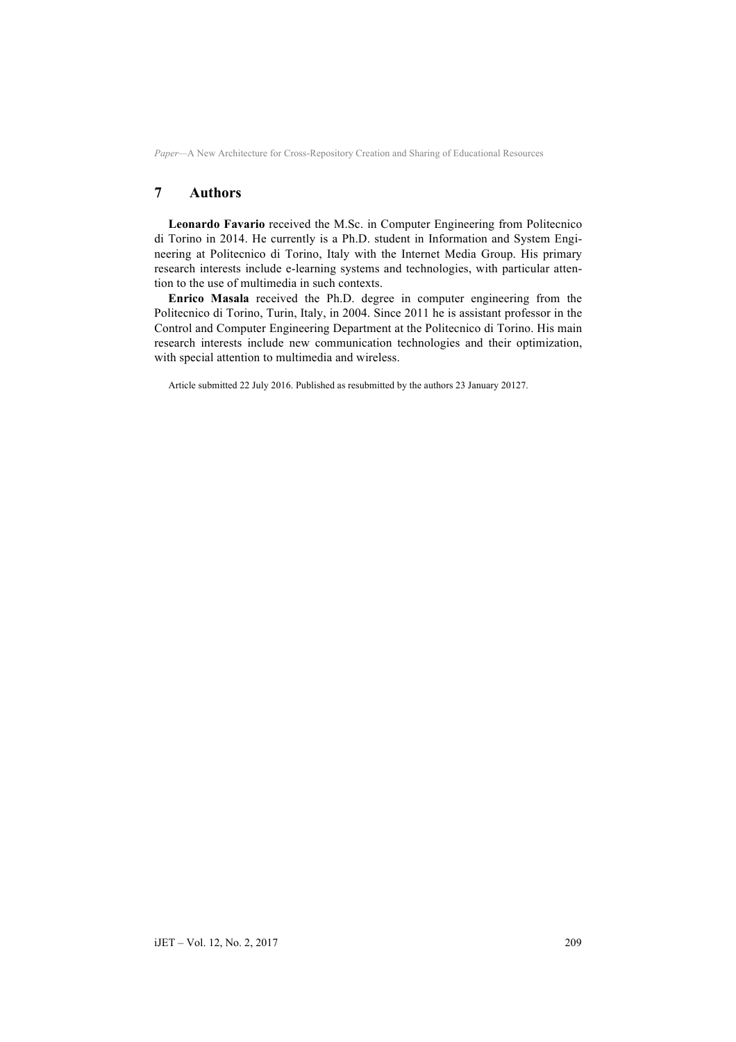## 7 Authors

**Leonardo Favario** received the M.Sc. in Computer Engineering from Politecnico di Torino in 2014. He currently is a Ph.D. student in Information and System Engineering at Politecnico di Torino, Italy with the Internet Media Group. His primary research interests include e-learning systems and technologies, with particular attention to the use of multimedia in such contexts.

**Enrico Masala** received the Ph.D. degree in computer engineering from the Politecnico di Torino, Turin, Italy, in 2004. Since 2011 he is assistant professor in the Control and Computer Engineering Department at the Politecnico di Torino. His main research interests include new communication technologies and their optimization, with special attention to multimedia and wireless.

Article submitted 22 July 2016. Published as resubmitted by the authors 23 January 20127.